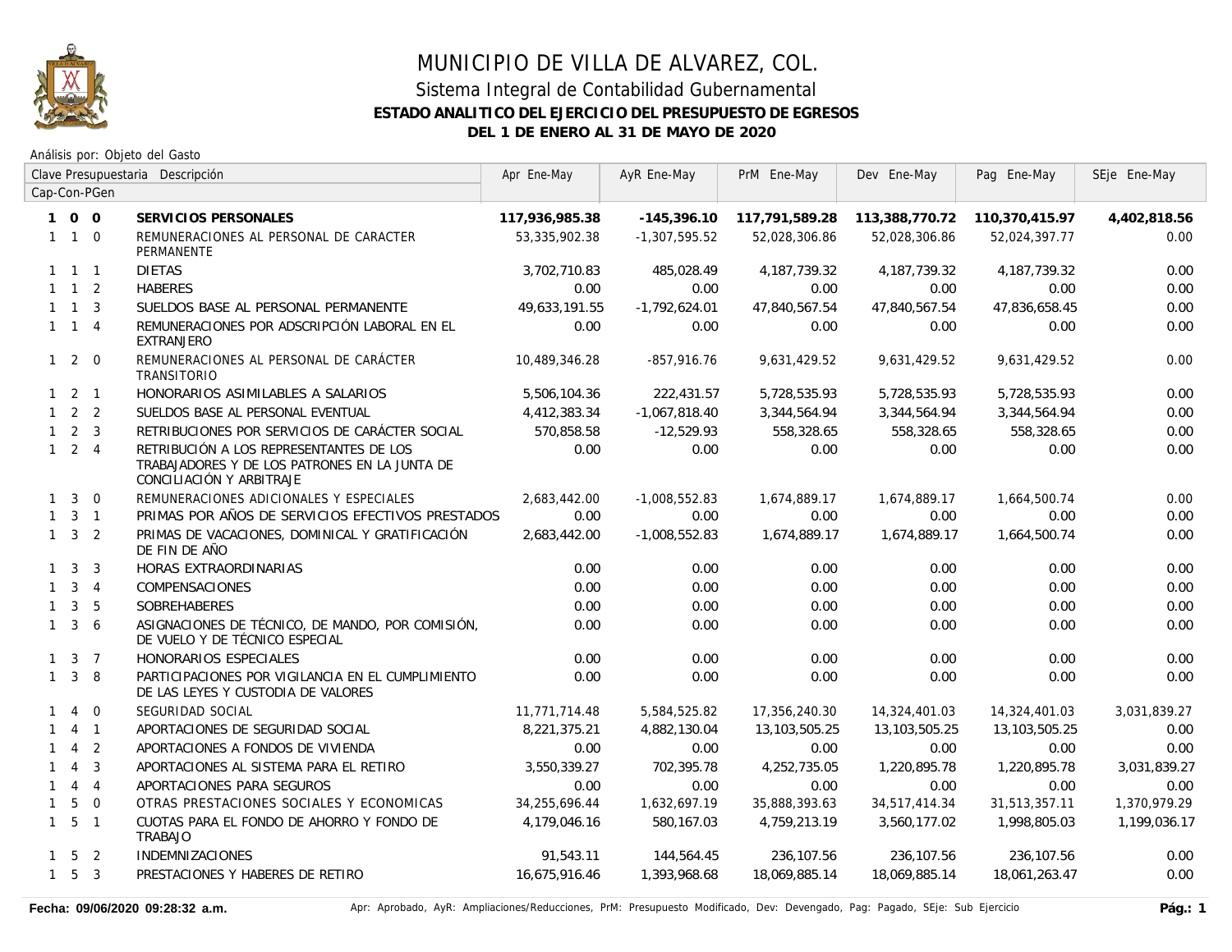# MUNICIPIO DE VILLA DE ALVAREZ, COL.

## Sistema Integral de Contabilidad Gubernamental

### ESTADO ANALITICO DEL EJERCICIO DEL PRESUPUESTO DE EGRESOS

### DEL 1 DE ENERO AL 31 DE MAYO DE 2020

Análisis por: Objeto del Gasto

| Clave Presupuestaria Cap-Con-PGen | Descripción | Apr Ene-May | AyR Ene-May | PrM Ene-May | Dev Ene-May | Pag Ene-May | SEje Ene-May |
|---|---|---|---|---|---|---|---|
| **1 0 0** | **SERVICIOS PERSONALES** | **117,936,985.38** | **-145,396.10** | **117,791,589.28** | **113,388,770.72** | **110,370,415.97** | **4,402,818.56** |
| 1 1 0 | REMUNERACIONES AL PERSONAL DE CARACTER PERMANENTE | 53,335,902.38 | -1,307,595.52 | 52,028,306.86 | 52,028,306.86 | 52,024,397.77 | 0.00 |
| 1 1 1 | DIETAS | 3,702,710.83 | 485,028.49 | 4,187,739.32 | 4,187,739.32 | 4,187,739.32 | 0.00 |
| 1 1 2 | HABERES | 0.00 | 0.00 | 0.00 | 0.00 | 0.00 | 0.00 |
| 1 1 3 | SUELDOS BASE AL PERSONAL PERMANENTE | 49,633,191.55 | -1,792,624.01 | 47,840,567.54 | 47,840,567.54 | 47,836,658.45 | 0.00 |
| 1 1 4 | REMUNERACIONES POR ADSCRIPCIÓN LABORAL EN EL EXTRANJERO | 0.00 | 0.00 | 0.00 | 0.00 | 0.00 | 0.00 |
| 1 2 0 | REMUNERACIONES AL PERSONAL DE CARÁCTER TRANSITORIO | 10,489,346.28 | -857,916.76 | 9,631,429.52 | 9,631,429.52 | 9,631,429.52 | 0.00 |
| 1 2 1 | HONORARIOS ASIMILABLES A SALARIOS | 5,506,104.36 | 222,431.57 | 5,728,535.93 | 5,728,535.93 | 5,728,535.93 | 0.00 |
| 1 2 2 | SUELDOS BASE AL PERSONAL EVENTUAL | 4,412,383.34 | -1,067,818.40 | 3,344,564.94 | 3,344,564.94 | 3,344,564.94 | 0.00 |
| 1 2 3 | RETRIBUCIONES POR SERVICIOS DE CARÁCTER SOCIAL | 570,858.58 | -12,529.93 | 558,328.65 | 558,328.65 | 558,328.65 | 0.00 |
| 1 2 4 | RETRIBUCIÓN A LOS REPRESENTANTES DE LOS TRABAJADORES Y DE LOS PATRONES EN LA JUNTA DE CONCILIACIÓN Y ARBITRAJE | 0.00 | 0.00 | 0.00 | 0.00 | 0.00 | 0.00 |
| 1 3 0 | REMUNERACIONES ADICIONALES Y ESPECIALES | 2,683,442.00 | -1,008,552.83 | 1,674,889.17 | 1,674,889.17 | 1,664,500.74 | 0.00 |
| 1 3 1 | PRIMAS POR AÑOS DE SERVICIOS EFECTIVOS PRESTADOS | 0.00 | 0.00 | 0.00 | 0.00 | 0.00 | 0.00 |
| 1 3 2 | PRIMAS DE VACACIONES, DOMINICAL Y GRATIFICACIÓN DE FIN DE AÑO | 2,683,442.00 | -1,008,552.83 | 1,674,889.17 | 1,674,889.17 | 1,664,500.74 | 0.00 |
| 1 3 3 | HORAS EXTRAORDINARIAS | 0.00 | 0.00 | 0.00 | 0.00 | 0.00 | 0.00 |
| 1 3 4 | COMPENSACIONES | 0.00 | 0.00 | 0.00 | 0.00 | 0.00 | 0.00 |
| 1 3 5 | SOBREHABERES | 0.00 | 0.00 | 0.00 | 0.00 | 0.00 | 0.00 |
| 1 3 6 | ASIGNACIONES DE TÉCNICO, DE MANDO, POR COMISIÓN, DE VUELO Y DE TÉCNICO ESPECIAL | 0.00 | 0.00 | 0.00 | 0.00 | 0.00 | 0.00 |
| 1 3 7 | HONORARIOS ESPECIALES | 0.00 | 0.00 | 0.00 | 0.00 | 0.00 | 0.00 |
| 1 3 8 | PARTICIPACIONES POR VIGILANCIA EN EL CUMPLIMIENTO DE LAS LEYES Y CUSTODIA DE VALORES | 0.00 | 0.00 | 0.00 | 0.00 | 0.00 | 0.00 |
| 1 4 0 | SEGURIDAD SOCIAL | 11,771,714.48 | 5,584,525.82 | 17,356,240.30 | 14,324,401.03 | 14,324,401.03 | 3,031,839.27 |
| 1 4 1 | APORTACIONES DE SEGURIDAD SOCIAL | 8,221,375.21 | 4,882,130.04 | 13,103,505.25 | 13,103,505.25 | 13,103,505.25 | 0.00 |
| 1 4 2 | APORTACIONES A FONDOS DE VIVIENDA | 0.00 | 0.00 | 0.00 | 0.00 | 0.00 | 0.00 |
| 1 4 3 | APORTACIONES AL SISTEMA PARA EL RETIRO | 3,550,339.27 | 702,395.78 | 4,252,735.05 | 1,220,895.78 | 1,220,895.78 | 3,031,839.27 |
| 1 4 4 | APORTACIONES PARA SEGUROS | 0.00 | 0.00 | 0.00 | 0.00 | 0.00 | 0.00 |
| 1 5 0 | OTRAS PRESTACIONES SOCIALES Y ECONOMICAS | 34,255,696.44 | 1,632,697.19 | 35,888,393.63 | 34,517,414.34 | 31,513,357.11 | 1,370,979.29 |
| 1 5 1 | CUOTAS PARA EL FONDO DE AHORRO Y FONDO DE TRABAJO | 4,179,046.16 | 580,167.03 | 4,759,213.19 | 3,560,177.02 | 1,998,805.03 | 1,199,036.17 |
| 1 5 2 | INDEMNIZACIONES | 91,543.11 | 144,564.45 | 236,107.56 | 236,107.56 | 236,107.56 | 0.00 |
| 1 5 3 | PRESTACIONES Y HABERES DE RETIRO | 16,675,916.46 | 1,393,968.68 | 18,069,885.14 | 18,069,885.14 | 18,061,263.47 | 0.00 |

Fecha: 09/06/2020 09:28:32 a.m.

Apr: Aprobado, AyR: Ampliaciones/Reducciones, PrM: Presupuesto Modificado, Dev: Devengado, Pag: Pagado, SEje: Sub Ejercicio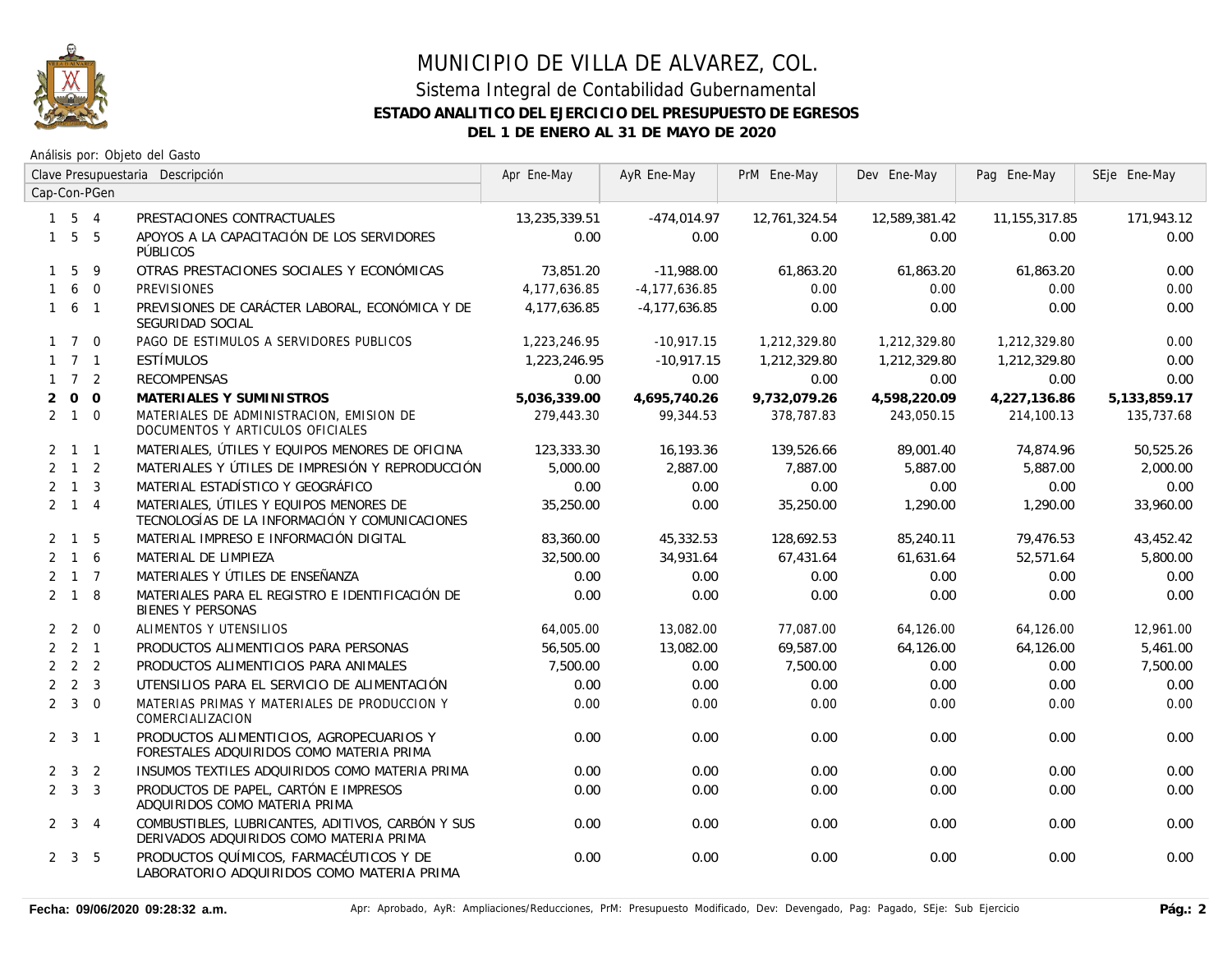# MUNICIPIO DE VILLA DE ALVAREZ, COL.

## Sistema Integral de Contabilidad Gubernamental

**ESTADO ANALITICO DEL EJERCICIO DEL PRESUPUESTO DE EGRESOS**

**DEL 1 DE ENERO AL 31 DE MAYO DE 2020**

Análisis por: Objeto del Gasto

| Clave Presupuestaria Cap-Con-PGen | Descripción | Apr Ene-May | AyR Ene-May | PrM Ene-May | Dev Ene-May | Pag Ene-May | SEje Ene-May |
|---|---|---|---|---|---|---|---|
| 1 5 4 | PRESTACIONES CONTRACTUALES | 13,235,339.51 | -474,014.97 | 12,761,324.54 | 12,589,381.42 | 11,155,317.85 | 171,943.12 |
| 1 5 5 | APOYOS A LA CAPACITACIÓN DE LOS SERVIDORES PÚBLICOS | 0.00 | 0.00 | 0.00 | 0.00 | 0.00 | 0.00 |
| 1 5 9 | OTRAS PRESTACIONES SOCIALES Y ECONÓMICAS | 73,851.20 | -11,988.00 | 61,863.20 | 61,863.20 | 61,863.20 | 0.00 |
| 1 6 0 | PREVISIONES | 4,177,636.85 | -4,177,636.85 | 0.00 | 0.00 | 0.00 | 0.00 |
| 1 6 1 | PREVISIONES DE CARÁCTER LABORAL, ECONÓMICA Y DE SEGURIDAD SOCIAL | 4,177,636.85 | -4,177,636.85 | 0.00 | 0.00 | 0.00 | 0.00 |
| 1 7 0 | PAGO DE ESTIMULOS A SERVIDORES PUBLICOS | 1,223,246.95 | -10,917.15 | 1,212,329.80 | 1,212,329.80 | 1,212,329.80 | 0.00 |
| 1 7 1 | ESTÍMULOS | 1,223,246.95 | -10,917.15 | 1,212,329.80 | 1,212,329.80 | 1,212,329.80 | 0.00 |
| 1 7 2 | RECOMPENSAS | 0.00 | 0.00 | 0.00 | 0.00 | 0.00 | 0.00 |
| **2 0 0** | **MATERIALES Y SUMINISTROS** | **5,036,339.00** | **4,695,740.26** | **9,732,079.26** | **4,598,220.09** | **4,227,136.86** | **5,133,859.17** |
| 2 1 0 | MATERIALES DE ADMINISTRACION, EMISION DE DOCUMENTOS Y ARTICULOS OFICIALES | 279,443.30 | 99,344.53 | 378,787.83 | 243,050.15 | 214,100.13 | 135,737.68 |
| 2 1 1 | MATERIALES, ÚTILES Y EQUIPOS MENORES DE OFICINA | 123,333.30 | 16,193.36 | 139,526.66 | 89,001.40 | 74,874.96 | 50,525.26 |
| 2 1 2 | MATERIALES Y ÚTILES DE IMPRESIÓN Y REPRODUCCIÓN | 5,000.00 | 2,887.00 | 7,887.00 | 5,887.00 | 5,887.00 | 2,000.00 |
| 2 1 3 | MATERIAL ESTADÍSTICO Y GEOGRÁFICO | 0.00 | 0.00 | 0.00 | 0.00 | 0.00 | 0.00 |
| 2 1 4 | MATERIALES, ÚTILES Y EQUIPOS MENORES DE TECNOLOGÍAS DE LA INFORMACIÓN Y COMUNICACIONES | 35,250.00 | 0.00 | 35,250.00 | 1,290.00 | 1,290.00 | 33,960.00 |
| 2 1 5 | MATERIAL IMPRESO E INFORMACIÓN DIGITAL | 83,360.00 | 45,332.53 | 128,692.53 | 85,240.11 | 79,476.53 | 43,452.42 |
| 2 1 6 | MATERIAL DE LIMPIEZA | 32,500.00 | 34,931.64 | 67,431.64 | 61,631.64 | 52,571.64 | 5,800.00 |
| 2 1 7 | MATERIALES Y ÚTILES DE ENSEÑANZA | 0.00 | 0.00 | 0.00 | 0.00 | 0.00 | 0.00 |
| 2 1 8 | MATERIALES PARA EL REGISTRO E IDENTIFICACIÓN DE BIENES Y PERSONAS | 0.00 | 0.00 | 0.00 | 0.00 | 0.00 | 0.00 |
| 2 2 0 | ALIMENTOS Y UTENSILIOS | 64,005.00 | 13,082.00 | 77,087.00 | 64,126.00 | 64,126.00 | 12,961.00 |
| 2 2 1 | PRODUCTOS ALIMENTICIOS PARA PERSONAS | 56,505.00 | 13,082.00 | 69,587.00 | 64,126.00 | 64,126.00 | 5,461.00 |
| 2 2 2 | PRODUCTOS ALIMENTICIOS PARA ANIMALES | 7,500.00 | 0.00 | 7,500.00 | 0.00 | 0.00 | 7,500.00 |
| 2 2 3 | UTENSILIOS PARA EL SERVICIO DE ALIMENTACIÓN | 0.00 | 0.00 | 0.00 | 0.00 | 0.00 | 0.00 |
| 2 3 0 | MATERIAS PRIMAS Y MATERIALES DE PRODUCCION Y COMERCIALIZACION | 0.00 | 0.00 | 0.00 | 0.00 | 0.00 | 0.00 |
| 2 3 1 | PRODUCTOS ALIMENTICIOS, AGROPECUARIOS Y FORESTALES ADQUIRIDOS COMO MATERIA PRIMA | 0.00 | 0.00 | 0.00 | 0.00 | 0.00 | 0.00 |
| 2 3 2 | INSUMOS TEXTILES ADQUIRIDOS COMO MATERIA PRIMA | 0.00 | 0.00 | 0.00 | 0.00 | 0.00 | 0.00 |
| 2 3 3 | PRODUCTOS DE PAPEL, CARTÓN E IMPRESOS ADQUIRIDOS COMO MATERIA PRIMA | 0.00 | 0.00 | 0.00 | 0.00 | 0.00 | 0.00 |
| 2 3 4 | COMBUSTIBLES, LUBRICANTES, ADITIVOS, CARBÓN Y SUS DERIVADOS ADQUIRIDOS COMO MATERIA PRIMA | 0.00 | 0.00 | 0.00 | 0.00 | 0.00 | 0.00 |
| 2 3 5 | PRODUCTOS QUÍMICOS, FARMACÉUTICOS Y DE LABORATORIO ADQUIRIDOS COMO MATERIA PRIMA | 0.00 | 0.00 | 0.00 | 0.00 | 0.00 | 0.00 |

**Fecha: 09/06/2020 09:28:32 a.m.** Apr: Aprobado, AyR: Ampliaciones/Reducciones, PrM: Presupuesto Modificado, Dev: Devengado, Pag: Pagado, SEje: Sub Ejercicio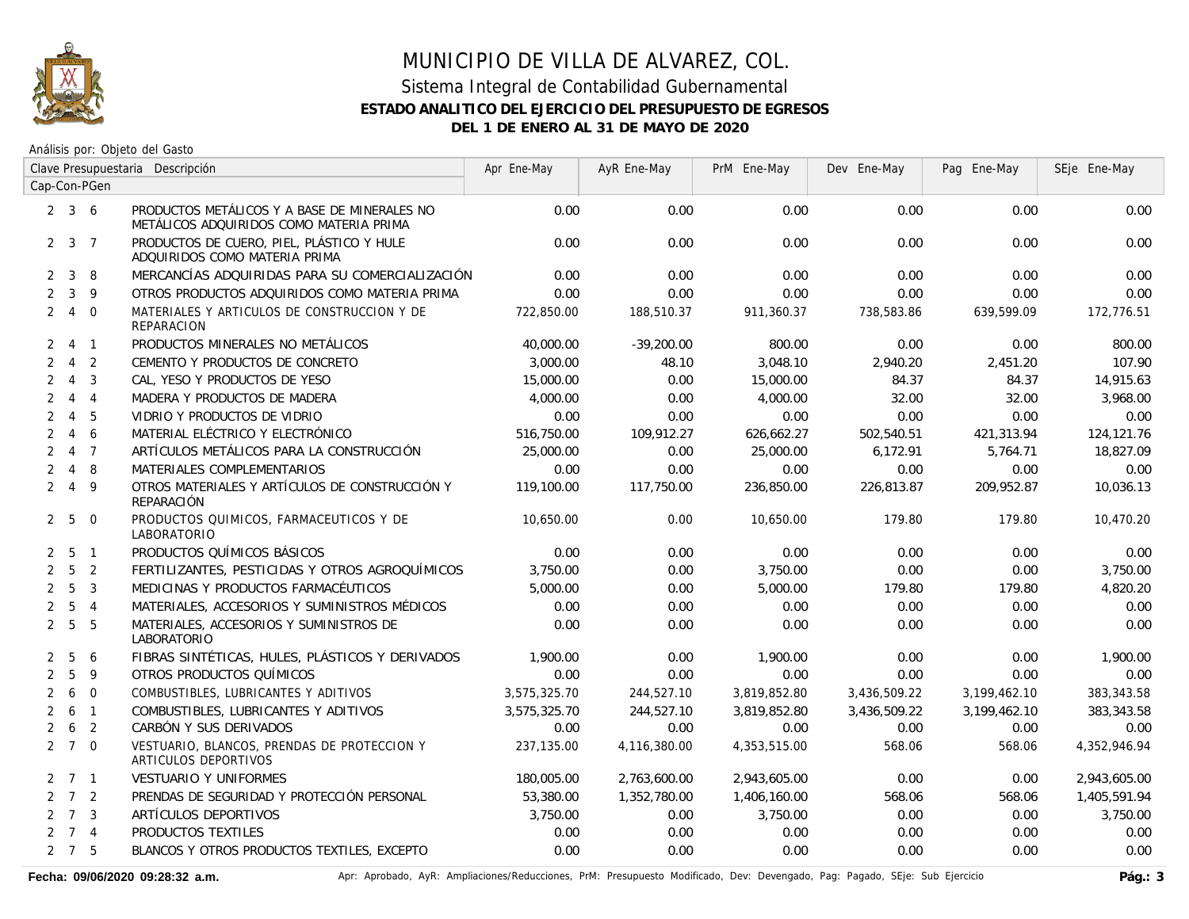# MUNICIPIO DE VILLA DE ALVAREZ, COL.

## Sistema Integral de Contabilidad Gubernamental

### ESTADO ANALITICO DEL EJERCICIO DEL PRESUPUESTO DE EGRESOS

### DEL 1 DE ENERO AL 31 DE MAYO DE 2020

Análisis por: Objeto del Gasto

| Clave Presupuestaria Cap-Con-PGen | Descripción | Apr Ene-May | AyR Ene-May | PrM Ene-May | Dev Ene-May | Pag Ene-May | SEje Ene-May |
|---|---|---|---|---|---|---|---|
| 2 3 6 | PRODUCTOS METÁLICOS Y A BASE DE MINERALES NO METÁLICOS ADQUIRIDOS COMO MATERIA PRIMA | 0.00 | 0.00 | 0.00 | 0.00 | 0.00 | 0.00 |
| 2 3 7 | PRODUCTOS DE CUERO, PIEL, PLÁSTICO Y HULE ADQUIRIDOS COMO MATERIA PRIMA | 0.00 | 0.00 | 0.00 | 0.00 | 0.00 | 0.00 |
| 2 3 8 | MERCANCÍAS ADQUIRIDAS PARA SU COMERCIALIZACIÓN | 0.00 | 0.00 | 0.00 | 0.00 | 0.00 | 0.00 |
| 2 3 9 | OTROS PRODUCTOS ADQUIRIDOS COMO MATERIA PRIMA | 0.00 | 0.00 | 0.00 | 0.00 | 0.00 | 0.00 |
| 2 4 0 | MATERIALES Y ARTICULOS DE CONSTRUCCION Y DE REPARACION | 722,850.00 | 188,510.37 | 911,360.37 | 738,583.86 | 639,599.09 | 172,776.51 |
| 2 4 1 | PRODUCTOS MINERALES NO METÁLICOS | 40,000.00 | -39,200.00 | 800.00 | 0.00 | 0.00 | 800.00 |
| 2 4 2 | CEMENTO Y PRODUCTOS DE CONCRETO | 3,000.00 | 48.10 | 3,048.10 | 2,940.20 | 2,451.20 | 107.90 |
| 2 4 3 | CAL, YESO Y PRODUCTOS DE YESO | 15,000.00 | 0.00 | 15,000.00 | 84.37 | 84.37 | 14,915.63 |
| 2 4 4 | MADERA Y PRODUCTOS DE MADERA | 4,000.00 | 0.00 | 4,000.00 | 32.00 | 32.00 | 3,968.00 |
| 2 4 5 | VIDRIO Y PRODUCTOS DE VIDRIO | 0.00 | 0.00 | 0.00 | 0.00 | 0.00 | 0.00 |
| 2 4 6 | MATERIAL ELÉCTRICO Y ELECTRÓNICO | 516,750.00 | 109,912.27 | 626,662.27 | 502,540.51 | 421,313.94 | 124,121.76 |
| 2 4 7 | ARTÍCULOS METÁLICOS PARA LA CONSTRUCCIÓN | 25,000.00 | 0.00 | 25,000.00 | 6,172.91 | 5,764.71 | 18,827.09 |
| 2 4 8 | MATERIALES COMPLEMENTARIOS | 0.00 | 0.00 | 0.00 | 0.00 | 0.00 | 0.00 |
| 2 4 9 | OTROS MATERIALES Y ARTÍCULOS DE CONSTRUCCIÓN Y REPARACIÓN | 119,100.00 | 117,750.00 | 236,850.00 | 226,813.87 | 209,952.87 | 10,036.13 |
| 2 5 0 | PRODUCTOS QUIMICOS, FARMACEUTICOS Y DE LABORATORIO | 10,650.00 | 0.00 | 10,650.00 | 179.80 | 179.80 | 10,470.20 |
| 2 5 1 | PRODUCTOS QUÍMICOS BÁSICOS | 0.00 | 0.00 | 0.00 | 0.00 | 0.00 | 0.00 |
| 2 5 2 | FERTILIZANTES, PESTICIDAS Y OTROS AGROQUÍMICOS | 3,750.00 | 0.00 | 3,750.00 | 0.00 | 0.00 | 3,750.00 |
| 2 5 3 | MEDICINAS Y PRODUCTOS FARMACÉUTICOS | 5,000.00 | 0.00 | 5,000.00 | 179.80 | 179.80 | 4,820.20 |
| 2 5 4 | MATERIALES, ACCESORIOS Y SUMINISTROS MÉDICOS | 0.00 | 0.00 | 0.00 | 0.00 | 0.00 | 0.00 |
| 2 5 5 | MATERIALES, ACCESORIOS Y SUMINISTROS DE LABORATORIO | 0.00 | 0.00 | 0.00 | 0.00 | 0.00 | 0.00 |
| 2 5 6 | FIBRAS SINTÉTICAS, HULES, PLÁSTICOS Y DERIVADOS | 1,900.00 | 0.00 | 1,900.00 | 0.00 | 0.00 | 1,900.00 |
| 2 5 9 | OTROS PRODUCTOS QUÍMICOS | 0.00 | 0.00 | 0.00 | 0.00 | 0.00 | 0.00 |
| 2 6 0 | COMBUSTIBLES, LUBRICANTES Y ADITIVOS | 3,575,325.70 | 244,527.10 | 3,819,852.80 | 3,436,509.22 | 3,199,462.10 | 383,343.58 |
| 2 6 1 | COMBUSTIBLES, LUBRICANTES Y ADITIVOS | 3,575,325.70 | 244,527.10 | 3,819,852.80 | 3,436,509.22 | 3,199,462.10 | 383,343.58 |
| 2 6 2 | CARBÓN Y SUS DERIVADOS | 0.00 | 0.00 | 0.00 | 0.00 | 0.00 | 0.00 |
| 2 7 0 | VESTUARIO, BLANCOS, PRENDAS DE PROTECCION Y ARTICULOS DEPORTIVOS | 237,135.00 | 4,116,380.00 | 4,353,515.00 | 568.06 | 568.06 | 4,352,946.94 |
| 2 7 1 | VESTUARIO Y UNIFORMES | 180,005.00 | 2,763,600.00 | 2,943,605.00 | 0.00 | 0.00 | 2,943,605.00 |
| 2 7 2 | PRENDAS DE SEGURIDAD Y PROTECCIÓN PERSONAL | 53,380.00 | 1,352,780.00 | 1,406,160.00 | 568.06 | 568.06 | 1,405,591.94 |
| 2 7 3 | ARTÍCULOS DEPORTIVOS | 3,750.00 | 0.00 | 3,750.00 | 0.00 | 0.00 | 3,750.00 |
| 2 7 4 | PRODUCTOS TEXTILES | 0.00 | 0.00 | 0.00 | 0.00 | 0.00 | 0.00 |
| 2 7 5 | BLANCOS Y OTROS PRODUCTOS TEXTILES, EXCEPTO | 0.00 | 0.00 | 0.00 | 0.00 | 0.00 | 0.00 |

Fecha: 09/06/2020 09:28:32 a.m. — Apr: Aprobado, AyR: Ampliaciones/Reducciones, PrM: Presupuesto Modificado, Dev: Devengado, Pag: Pagado, SEje: Sub Ejercicio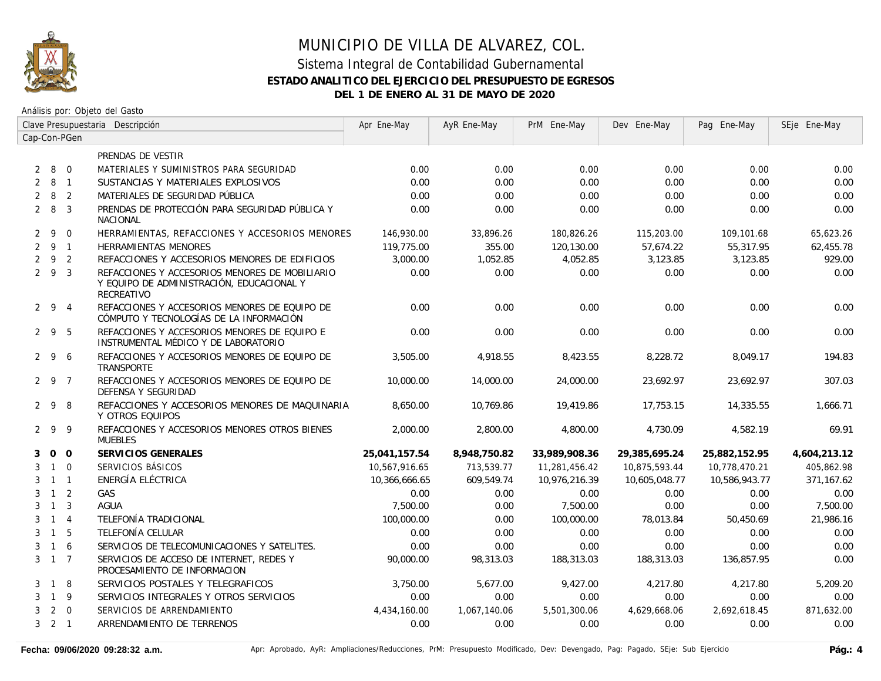# MUNICIPIO DE VILLA DE ALVAREZ, COL.

## Sistema Integral de Contabilidad Gubernamental

### ESTADO ANALITICO DEL EJERCICIO DEL PRESUPUESTO DE EGRESOS

### DEL 1 DE ENERO AL 31 DE MAYO DE 2020

Análisis por: Objeto del Gasto

| Clave Presupuestaria Cap-Con-PGen | Descripción | Apr Ene-May | AyR Ene-May | PrM Ene-May | Dev Ene-May | Pag Ene-May | SEje Ene-May |
|---|---|---|---|---|---|---|---|
| | PRENDAS DE VESTIR | | | | | | |
| 2 8 0 | MATERIALES Y SUMINISTROS PARA SEGURIDAD | 0.00 | 0.00 | 0.00 | 0.00 | 0.00 | 0.00 |
| 2 8 1 | SUSTANCIAS Y MATERIALES EXPLOSIVOS | 0.00 | 0.00 | 0.00 | 0.00 | 0.00 | 0.00 |
| 2 8 2 | MATERIALES DE SEGURIDAD PÚBLICA | 0.00 | 0.00 | 0.00 | 0.00 | 0.00 | 0.00 |
| 2 8 3 | PRENDAS DE PROTECCIÓN PARA SEGURIDAD PÚBLICA Y NACIONAL | 0.00 | 0.00 | 0.00 | 0.00 | 0.00 | 0.00 |
| 2 9 0 | HERRAMIENTAS, REFACCIONES Y ACCESORIOS MENORES | 146,930.00 | 33,896.26 | 180,826.26 | 115,203.00 | 109,101.68 | 65,623.26 |
| 2 9 1 | HERRAMIENTAS MENORES | 119,775.00 | 355.00 | 120,130.00 | 57,674.22 | 55,317.95 | 62,455.78 |
| 2 9 2 | REFACCIONES Y ACCESORIOS MENORES DE EDIFICIOS | 3,000.00 | 1,052.85 | 4,052.85 | 3,123.85 | 3,123.85 | 929.00 |
| 2 9 3 | REFACCIONES Y ACCESORIOS MENORES DE MOBILIARIO Y EQUIPO DE ADMINISTRACIÓN, EDUCACIONAL Y RECREATIVO | 0.00 | 0.00 | 0.00 | 0.00 | 0.00 | 0.00 |
| 2 9 4 | REFACCIONES Y ACCESORIOS MENORES DE EQUIPO DE CÓMPUTO Y TECNOLOGÍAS DE LA INFORMACIÓN | 0.00 | 0.00 | 0.00 | 0.00 | 0.00 | 0.00 |
| 2 9 5 | REFACCIONES Y ACCESORIOS MENORES DE EQUIPO E INSTRUMENTAL MÉDICO Y DE LABORATORIO | 0.00 | 0.00 | 0.00 | 0.00 | 0.00 | 0.00 |
| 2 9 6 | REFACCIONES Y ACCESORIOS MENORES DE EQUIPO DE TRANSPORTE | 3,505.00 | 4,918.55 | 8,423.55 | 8,228.72 | 8,049.17 | 194.83 |
| 2 9 7 | REFACCIONES Y ACCESORIOS MENORES DE EQUIPO DE DEFENSA Y SEGURIDAD | 10,000.00 | 14,000.00 | 24,000.00 | 23,692.97 | 23,692.97 | 307.03 |
| 2 9 8 | REFACCIONES Y ACCESORIOS MENORES DE MAQUINARIA Y OTROS EQUIPOS | 8,650.00 | 10,769.86 | 19,419.86 | 17,753.15 | 14,335.55 | 1,666.71 |
| 2 9 9 | REFACCIONES Y ACCESORIOS MENORES OTROS BIENES MUEBLES | 2,000.00 | 2,800.00 | 4,800.00 | 4,730.09 | 4,582.19 | 69.91 |
| **3 0 0** | **SERVICIOS GENERALES** | **25,041,157.54** | **8,948,750.82** | **33,989,908.36** | **29,385,695.24** | **25,882,152.95** | **4,604,213.12** |
| 3 1 0 | SERVICIOS BÁSICOS | 10,567,916.65 | 713,539.77 | 11,281,456.42 | 10,875,593.44 | 10,778,470.21 | 405,862.98 |
| 3 1 1 | ENERGÍA ELÉCTRICA | 10,366,666.65 | 609,549.74 | 10,976,216.39 | 10,605,048.77 | 10,586,943.77 | 371,167.62 |
| 3 1 2 | GAS | 0.00 | 0.00 | 0.00 | 0.00 | 0.00 | 0.00 |
| 3 1 3 | AGUA | 7,500.00 | 0.00 | 7,500.00 | 0.00 | 0.00 | 7,500.00 |
| 3 1 4 | TELEFONÍA TRADICIONAL | 100,000.00 | 0.00 | 100,000.00 | 78,013.84 | 50,450.69 | 21,986.16 |
| 3 1 5 | TELEFONÍA CELULAR | 0.00 | 0.00 | 0.00 | 0.00 | 0.00 | 0.00 |
| 3 1 6 | SERVICIOS DE TELECOMUNICACIONES Y SATELITES. | 0.00 | 0.00 | 0.00 | 0.00 | 0.00 | 0.00 |
| 3 1 7 | SERVICIOS DE ACCESO DE INTERNET, REDES Y PROCESAMIENTO DE INFORMACION | 90,000.00 | 98,313.03 | 188,313.03 | 188,313.03 | 136,857.95 | 0.00 |
| 3 1 8 | SERVICIOS POSTALES Y TELEGRAFICOS | 3,750.00 | 5,677.00 | 9,427.00 | 4,217.80 | 4,217.80 | 5,209.20 |
| 3 1 9 | SERVICIOS INTEGRALES Y OTROS SERVICIOS | 0.00 | 0.00 | 0.00 | 0.00 | 0.00 | 0.00 |
| 3 2 0 | SERVICIOS DE ARRENDAMIENTO | 4,434,160.00 | 1,067,140.06 | 5,501,300.06 | 4,629,668.06 | 2,692,618.45 | 871,632.00 |
| 3 2 1 | ARRENDAMIENTO DE TERRENOS | 0.00 | 0.00 | 0.00 | 0.00 | 0.00 | 0.00 |

Fecha: 09/06/2020 09:28:32 a.m.

Apr: Aprobado, AyR: Ampliaciones/Reducciones, PrM: Presupuesto Modificado, Dev: Devengado, Pag: Pagado, SEje: Sub Ejercicio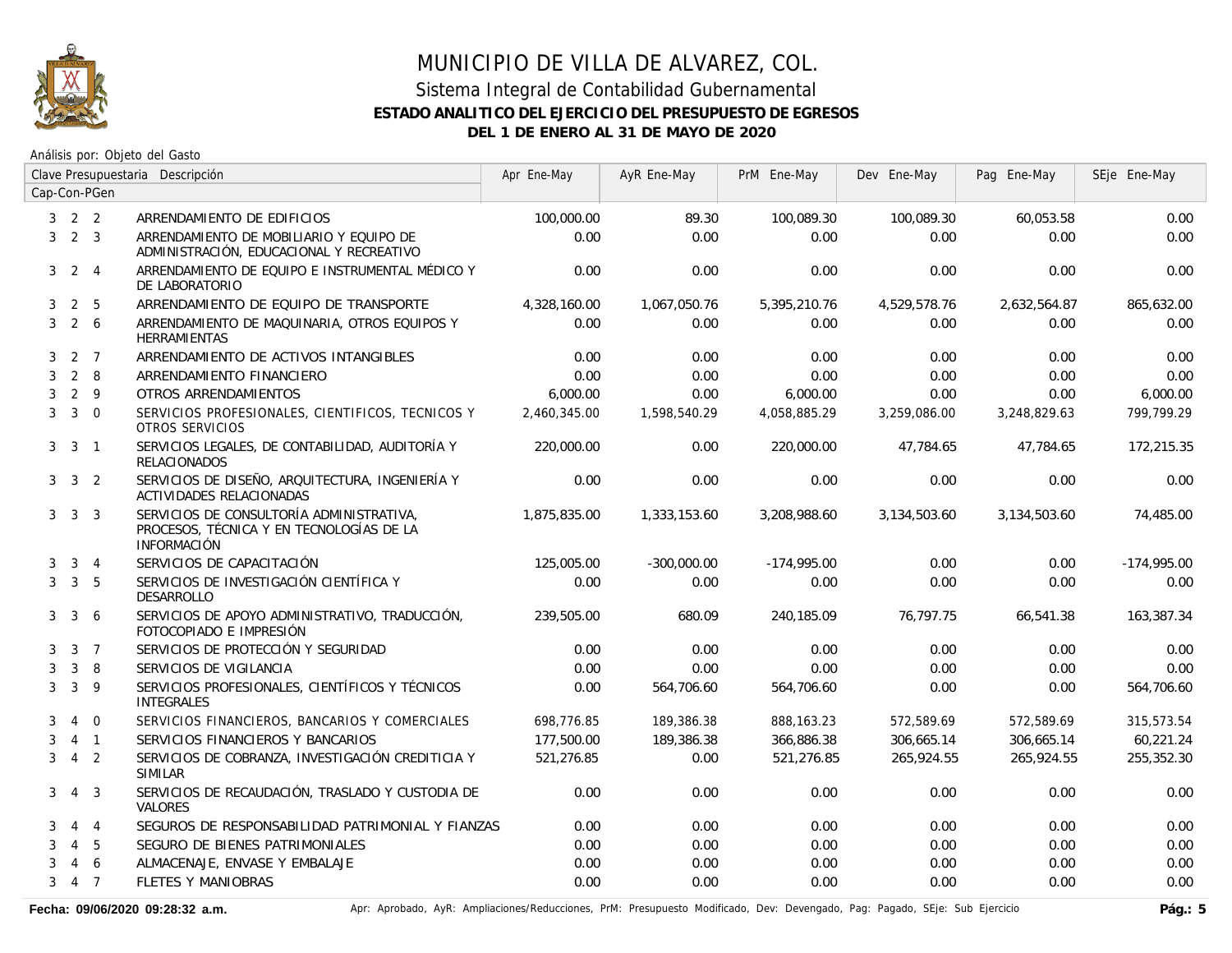# MUNICIPIO DE VILLA DE ALVAREZ, COL.

## Sistema Integral de Contabilidad Gubernamental

### ESTADO ANALITICO DEL EJERCICIO DEL PRESUPUESTO DE EGRESOS

### DEL 1 DE ENERO AL 31 DE MAYO DE 2020

Análisis por: Objeto del Gasto

| Cap | Con | PGen | Descripción | Apr Ene-May | AyR Ene-May | PrM Ene-May | Dev Ene-May | Pag Ene-May | SEje Ene-May |
|---|---|---|---|---|---|---|---|---|---|
| 3 | 2 | 2 | ARRENDAMIENTO DE EDIFICIOS | 100,000.00 | 89.30 | 100,089.30 | 100,089.30 | 60,053.58 | 0.00 |
| 3 | 2 | 3 | ARRENDAMIENTO DE MOBILIARIO Y EQUIPO DE ADMINISTRACIÓN, EDUCACIONAL Y RECREATIVO | 0.00 | 0.00 | 0.00 | 0.00 | 0.00 | 0.00 |
| 3 | 2 | 4 | ARRENDAMIENTO DE EQUIPO E INSTRUMENTAL MÉDICO Y DE LABORATORIO | 0.00 | 0.00 | 0.00 | 0.00 | 0.00 | 0.00 |
| 3 | 2 | 5 | ARRENDAMIENTO DE EQUIPO DE TRANSPORTE | 4,328,160.00 | 1,067,050.76 | 5,395,210.76 | 4,529,578.76 | 2,632,564.87 | 865,632.00 |
| 3 | 2 | 6 | ARRENDAMIENTO DE MAQUINARIA, OTROS EQUIPOS Y HERRAMIENTAS | 0.00 | 0.00 | 0.00 | 0.00 | 0.00 | 0.00 |
| 3 | 2 | 7 | ARRENDAMIENTO DE ACTIVOS INTANGIBLES | 0.00 | 0.00 | 0.00 | 0.00 | 0.00 | 0.00 |
| 3 | 2 | 8 | ARRENDAMIENTO FINANCIERO | 0.00 | 0.00 | 0.00 | 0.00 | 0.00 | 0.00 |
| 3 | 2 | 9 | OTROS ARRENDAMIENTOS | 6,000.00 | 0.00 | 6,000.00 | 0.00 | 0.00 | 6,000.00 |
| 3 | 3 | 0 | SERVICIOS PROFESIONALES, CIENTIFICOS, TECNICOS Y OTROS SERVICIOS | 2,460,345.00 | 1,598,540.29 | 4,058,885.29 | 3,259,086.00 | 3,248,829.63 | 799,799.29 |
| 3 | 3 | 1 | SERVICIOS LEGALES, DE CONTABILIDAD, AUDITORÍA Y RELACIONADOS | 220,000.00 | 0.00 | 220,000.00 | 47,784.65 | 47,784.65 | 172,215.35 |
| 3 | 3 | 2 | SERVICIOS DE DISEÑO, ARQUITECTURA, INGENIERÍA Y ACTIVIDADES RELACIONADAS | 0.00 | 0.00 | 0.00 | 0.00 | 0.00 | 0.00 |
| 3 | 3 | 3 | SERVICIOS DE CONSULTORÍA ADMINISTRATIVA, PROCESOS, TÉCNICA Y EN TECNOLOGÍAS DE LA INFORMACIÓN | 1,875,835.00 | 1,333,153.60 | 3,208,988.60 | 3,134,503.60 | 3,134,503.60 | 74,485.00 |
| 3 | 3 | 4 | SERVICIOS DE CAPACITACIÓN | 125,005.00 | -300,000.00 | -174,995.00 | 0.00 | 0.00 | -174,995.00 |
| 3 | 3 | 5 | SERVICIOS DE INVESTIGACIÓN CIENTÍFICA Y DESARROLLO | 0.00 | 0.00 | 0.00 | 0.00 | 0.00 | 0.00 |
| 3 | 3 | 6 | SERVICIOS DE APOYO ADMINISTRATIVO, TRADUCCIÓN, FOTOCOPIADO E IMPRESIÓN | 239,505.00 | 680.09 | 240,185.09 | 76,797.75 | 66,541.38 | 163,387.34 |
| 3 | 3 | 7 | SERVICIOS DE PROTECCIÓN Y SEGURIDAD | 0.00 | 0.00 | 0.00 | 0.00 | 0.00 | 0.00 |
| 3 | 3 | 8 | SERVICIOS DE VIGILANCIA | 0.00 | 0.00 | 0.00 | 0.00 | 0.00 | 0.00 |
| 3 | 3 | 9 | SERVICIOS PROFESIONALES, CIENTÍFICOS Y TÉCNICOS INTEGRALES | 0.00 | 564,706.60 | 564,706.60 | 0.00 | 0.00 | 564,706.60 |
| 3 | 4 | 0 | SERVICIOS FINANCIEROS, BANCARIOS Y COMERCIALES | 698,776.85 | 189,386.38 | 888,163.23 | 572,589.69 | 572,589.69 | 315,573.54 |
| 3 | 4 | 1 | SERVICIOS FINANCIEROS Y BANCARIOS | 177,500.00 | 189,386.38 | 366,886.38 | 306,665.14 | 306,665.14 | 60,221.24 |
| 3 | 4 | 2 | SERVICIOS DE COBRANZA, INVESTIGACIÓN CREDITICIA Y SIMILAR | 521,276.85 | 0.00 | 521,276.85 | 265,924.55 | 265,924.55 | 255,352.30 |
| 3 | 4 | 3 | SERVICIOS DE RECAUDACIÓN, TRASLADO Y CUSTODIA DE VALORES | 0.00 | 0.00 | 0.00 | 0.00 | 0.00 | 0.00 |
| 3 | 4 | 4 | SEGUROS DE RESPONSABILIDAD PATRIMONIAL Y FIANZAS | 0.00 | 0.00 | 0.00 | 0.00 | 0.00 | 0.00 |
| 3 | 4 | 5 | SEGURO DE BIENES PATRIMONIALES | 0.00 | 0.00 | 0.00 | 0.00 | 0.00 | 0.00 |
| 3 | 4 | 6 | ALMACENAJE, ENVASE Y EMBALAJE | 0.00 | 0.00 | 0.00 | 0.00 | 0.00 | 0.00 |
| 3 | 4 | 7 | FLETES Y MANIOBRAS | 0.00 | 0.00 | 0.00 | 0.00 | 0.00 | 0.00 |

Fecha: 09/06/2020 09:28:32 a.m.

Apr: Aprobado, AyR: Ampliaciones/Reducciones, PrM: Presupuesto Modificado, Dev: Devengado, Pag: Pagado, SEje: Sub Ejercicio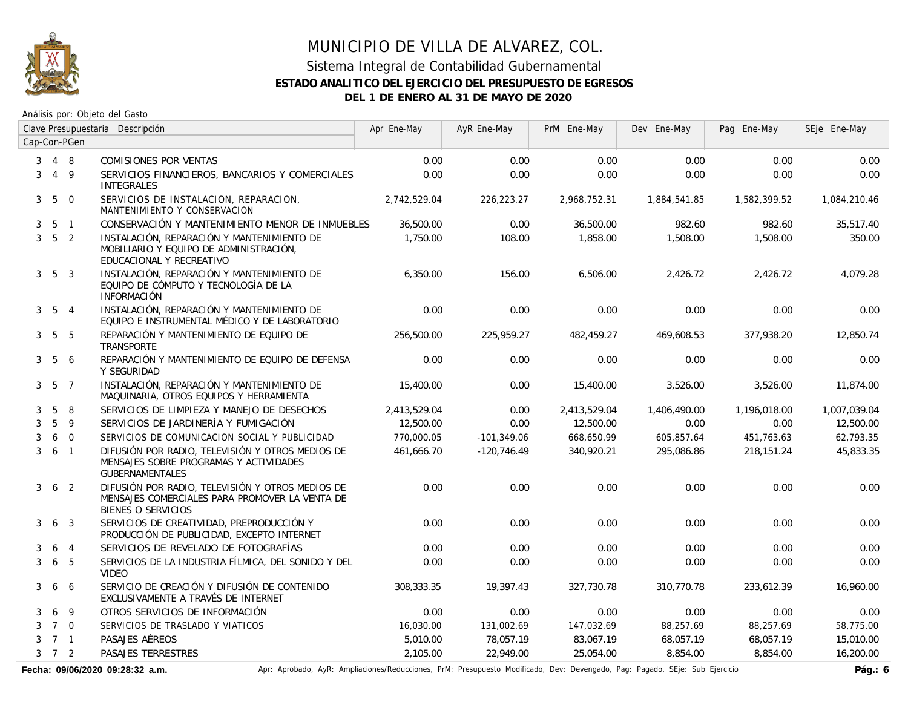# MUNICIPIO DE VILLA DE ALVAREZ, COL.

## Sistema Integral de Contabilidad Gubernamental

### ESTADO ANALITICO DEL EJERCICIO DEL PRESUPUESTO DE EGRESOS

### DEL 1 DE ENERO AL 31 DE MAYO DE 2020

Análisis por: Objeto del Gasto

| Clave Presupuestaria Cap-Con-PGen | Descripción | Apr Ene-May | AyR Ene-May | PrM Ene-May | Dev Ene-May | Pag Ene-May | SEje Ene-May |
|---|---|---|---|---|---|---|---|
| 3 4 8 | COMISIONES POR VENTAS | 0.00 | 0.00 | 0.00 | 0.00 | 0.00 | 0.00 |
| 3 4 9 | SERVICIOS FINANCIEROS, BANCARIOS Y COMERCIALES INTEGRALES | 0.00 | 0.00 | 0.00 | 0.00 | 0.00 | 0.00 |
| 3 5 0 | SERVICIOS DE INSTALACION, REPARACION, MANTENIMIENTO Y CONSERVACION | 2,742,529.04 | 226,223.27 | 2,968,752.31 | 1,884,541.85 | 1,582,399.52 | 1,084,210.46 |
| 3 5 1 | CONSERVACIÓN Y MANTENIMIENTO MENOR DE INMUEBLES | 36,500.00 | 0.00 | 36,500.00 | 982.60 | 982.60 | 35,517.40 |
| 3 5 2 | INSTALACIÓN, REPARACIÓN Y MANTENIMIENTO DE MOBILIARIO Y EQUIPO DE ADMINISTRACIÓN, EDUCACIONAL Y RECREATIVO | 1,750.00 | 108.00 | 1,858.00 | 1,508.00 | 1,508.00 | 350.00 |
| 3 5 3 | INSTALACIÓN, REPARACIÓN Y MANTENIMIENTO DE EQUIPO DE CÓMPUTO Y TECNOLOGÍA DE LA INFORMACIÓN | 6,350.00 | 156.00 | 6,506.00 | 2,426.72 | 2,426.72 | 4,079.28 |
| 3 5 4 | INSTALACIÓN, REPARACIÓN Y MANTENIMIENTO DE EQUIPO E INSTRUMENTAL MÉDICO Y DE LABORATORIO | 0.00 | 0.00 | 0.00 | 0.00 | 0.00 | 0.00 |
| 3 5 5 | REPARACIÓN Y MANTENIMIENTO DE EQUIPO DE TRANSPORTE | 256,500.00 | 225,959.27 | 482,459.27 | 469,608.53 | 377,938.20 | 12,850.74 |
| 3 5 6 | REPARACIÓN Y MANTENIMIENTO DE EQUIPO DE DEFENSA Y SEGURIDAD | 0.00 | 0.00 | 0.00 | 0.00 | 0.00 | 0.00 |
| 3 5 7 | INSTALACIÓN, REPARACIÓN Y MANTENIMIENTO DE MAQUINARIA, OTROS EQUIPOS Y HERRAMIENTA | 15,400.00 | 0.00 | 15,400.00 | 3,526.00 | 3,526.00 | 11,874.00 |
| 3 5 8 | SERVICIOS DE LIMPIEZA Y MANEJO DE DESECHOS | 2,413,529.04 | 0.00 | 2,413,529.04 | 1,406,490.00 | 1,196,018.00 | 1,007,039.04 |
| 3 5 9 | SERVICIOS DE JARDINERÍA Y FUMIGACIÓN | 12,500.00 | 0.00 | 12,500.00 | 0.00 | 0.00 | 12,500.00 |
| 3 6 0 | SERVICIOS DE COMUNICACION SOCIAL Y PUBLICIDAD | 770,000.05 | -101,349.06 | 668,650.99 | 605,857.64 | 451,763.63 | 62,793.35 |
| 3 6 1 | DIFUSIÓN POR RADIO, TELEVISIÓN Y OTROS MEDIOS DE MENSAJES SOBRE PROGRAMAS Y ACTIVIDADES GUBERNAMENTALES | 461,666.70 | -120,746.49 | 340,920.21 | 295,086.86 | 218,151.24 | 45,833.35 |
| 3 6 2 | DIFUSIÓN POR RADIO, TELEVISIÓN Y OTROS MEDIOS DE MENSAJES COMERCIALES PARA PROMOVER LA VENTA DE BIENES O SERVICIOS | 0.00 | 0.00 | 0.00 | 0.00 | 0.00 | 0.00 |
| 3 6 3 | SERVICIOS DE CREATIVIDAD, PREPRODUCCIÓN Y PRODUCCIÓN DE PUBLICIDAD, EXCEPTO INTERNET | 0.00 | 0.00 | 0.00 | 0.00 | 0.00 | 0.00 |
| 3 6 4 | SERVICIOS DE REVELADO DE FOTOGRAFÍAS | 0.00 | 0.00 | 0.00 | 0.00 | 0.00 | 0.00 |
| 3 6 5 | SERVICIOS DE LA INDUSTRIA FÍLMICA, DEL SONIDO Y DEL VIDEO | 0.00 | 0.00 | 0.00 | 0.00 | 0.00 | 0.00 |
| 3 6 6 | SERVICIO DE CREACIÓN Y DIFUSIÓN DE CONTENIDO EXCLUSIVAMENTE A TRAVÉS DE INTERNET | 308,333.35 | 19,397.43 | 327,730.78 | 310,770.78 | 233,612.39 | 16,960.00 |
| 3 6 9 | OTROS SERVICIOS DE INFORMACIÓN | 0.00 | 0.00 | 0.00 | 0.00 | 0.00 | 0.00 |
| 3 7 0 | SERVICIOS DE TRASLADO Y VIATICOS | 16,030.00 | 131,002.69 | 147,032.69 | 88,257.69 | 88,257.69 | 58,775.00 |
| 3 7 1 | PASAJES AÉREOS | 5,010.00 | 78,057.19 | 83,067.19 | 68,057.19 | 68,057.19 | 15,010.00 |
| 3 7 2 | PASAJES TERRESTRES | 2,105.00 | 22,949.00 | 25,054.00 | 8,854.00 | 8,854.00 | 16,200.00 |

Fecha: 09/06/2020 09:28:32 a.m.

Apr: Aprobado, AyR: Ampliaciones/Reducciones, PrM: Presupuesto Modificado, Dev: Devengado, Pag: Pagado, SEje: Sub Ejercicio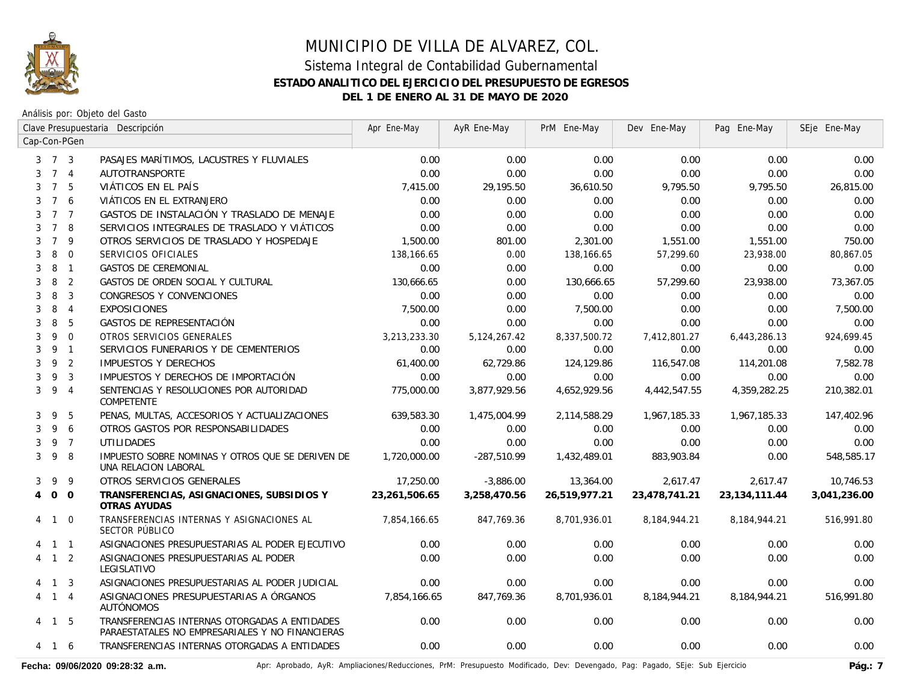# MUNICIPIO DE VILLA DE ALVAREZ, COL.

## Sistema Integral de Contabilidad Gubernamental

### ESTADO ANALITICO DEL EJERCICIO DEL PRESUPUESTO DE EGRESOS

### DEL 1 DE ENERO AL 31 DE MAYO DE 2020

Análisis por: Objeto del Gasto

| Clave Presupuestaria Cap-Con-PGen | | | Descripción | Apr Ene-May | AyR Ene-May | PrM Ene-May | Dev Ene-May | Pag Ene-May | SEje Ene-May |
|---|---|---|---|---|---|---|---|---|---|
| 3 | 7 | 3 | PASAJES MARÍTIMOS, LACUSTRES Y FLUVIALES | 0.00 | 0.00 | 0.00 | 0.00 | 0.00 | 0.00 |
| 3 | 7 | 4 | AUTOTRANSPORTE | 0.00 | 0.00 | 0.00 | 0.00 | 0.00 | 0.00 |
| 3 | 7 | 5 | VIÁTICOS EN EL PAÍS | 7,415.00 | 29,195.50 | 36,610.50 | 9,795.50 | 9,795.50 | 26,815.00 |
| 3 | 7 | 6 | VIÁTICOS EN EL EXTRANJERO | 0.00 | 0.00 | 0.00 | 0.00 | 0.00 | 0.00 |
| 3 | 7 | 7 | GASTOS DE INSTALACIÓN Y TRASLADO DE MENAJE | 0.00 | 0.00 | 0.00 | 0.00 | 0.00 | 0.00 |
| 3 | 7 | 8 | SERVICIOS INTEGRALES DE TRASLADO Y VIÁTICOS | 0.00 | 0.00 | 0.00 | 0.00 | 0.00 | 0.00 |
| 3 | 7 | 9 | OTROS SERVICIOS DE TRASLADO Y HOSPEDAJE | 1,500.00 | 801.00 | 2,301.00 | 1,551.00 | 1,551.00 | 750.00 |
| 3 | 8 | 0 | SERVICIOS OFICIALES | 138,166.65 | 0.00 | 138,166.65 | 57,299.60 | 23,938.00 | 80,867.05 |
| 3 | 8 | 1 | GASTOS DE CEREMONIAL | 0.00 | 0.00 | 0.00 | 0.00 | 0.00 | 0.00 |
| 3 | 8 | 2 | GASTOS DE ORDEN SOCIAL Y CULTURAL | 130,666.65 | 0.00 | 130,666.65 | 57,299.60 | 23,938.00 | 73,367.05 |
| 3 | 8 | 3 | CONGRESOS Y CONVENCIONES | 0.00 | 0.00 | 0.00 | 0.00 | 0.00 | 0.00 |
| 3 | 8 | 4 | EXPOSICIONES | 7,500.00 | 0.00 | 7,500.00 | 0.00 | 0.00 | 7,500.00 |
| 3 | 8 | 5 | GASTOS DE REPRESENTACIÓN | 0.00 | 0.00 | 0.00 | 0.00 | 0.00 | 0.00 |
| 3 | 9 | 0 | OTROS SERVICIOS GENERALES | 3,213,233.30 | 5,124,267.42 | 8,337,500.72 | 7,412,801.27 | 6,443,286.13 | 924,699.45 |
| 3 | 9 | 1 | SERVICIOS FUNERARIOS Y DE CEMENTERIOS | 0.00 | 0.00 | 0.00 | 0.00 | 0.00 | 0.00 |
| 3 | 9 | 2 | IMPUESTOS Y DERECHOS | 61,400.00 | 62,729.86 | 124,129.86 | 116,547.08 | 114,201.08 | 7,582.78 |
| 3 | 9 | 3 | IMPUESTOS Y DERECHOS DE IMPORTACIÓN | 0.00 | 0.00 | 0.00 | 0.00 | 0.00 | 0.00 |
| 3 | 9 | 4 | SENTENCIAS Y RESOLUCIONES POR AUTORIDAD COMPETENTE | 775,000.00 | 3,877,929.56 | 4,652,929.56 | 4,442,547.55 | 4,359,282.25 | 210,382.01 |
| 3 | 9 | 5 | PENAS, MULTAS, ACCESORIOS Y ACTUALIZACIONES | 639,583.30 | 1,475,004.99 | 2,114,588.29 | 1,967,185.33 | 1,967,185.33 | 147,402.96 |
| 3 | 9 | 6 | OTROS GASTOS POR RESPONSABILIDADES | 0.00 | 0.00 | 0.00 | 0.00 | 0.00 | 0.00 |
| 3 | 9 | 7 | UTILIDADES | 0.00 | 0.00 | 0.00 | 0.00 | 0.00 | 0.00 |
| 3 | 9 | 8 | IMPUESTO SOBRE NOMINAS Y OTROS QUE SE DERIVEN DE UNA RELACION LABORAL | 1,720,000.00 | -287,510.99 | 1,432,489.01 | 883,903.84 | 0.00 | 548,585.17 |
| 3 | 9 | 9 | OTROS SERVICIOS GENERALES | 17,250.00 | -3,886.00 | 13,364.00 | 2,617.47 | 2,617.47 | 10,746.53 |
| **4** | **0** | **0** | **TRANSFERENCIAS, ASIGNACIONES, SUBSIDIOS Y OTRAS AYUDAS** | **23,261,506.65** | **3,258,470.56** | **26,519,977.21** | **23,478,741.21** | **23,134,111.44** | **3,041,236.00** |
| 4 | 1 | 0 | TRANSFERENCIAS INTERNAS Y ASIGNACIONES AL SECTOR PÚBLICO | 7,854,166.65 | 847,769.36 | 8,701,936.01 | 8,184,944.21 | 8,184,944.21 | 516,991.80 |
| 4 | 1 | 1 | ASIGNACIONES PRESUPUESTARIAS AL PODER EJECUTIVO | 0.00 | 0.00 | 0.00 | 0.00 | 0.00 | 0.00 |
| 4 | 1 | 2 | ASIGNACIONES PRESUPUESTARIAS AL PODER LEGISLATIVO | 0.00 | 0.00 | 0.00 | 0.00 | 0.00 | 0.00 |
| 4 | 1 | 3 | ASIGNACIONES PRESUPUESTARIAS AL PODER JUDICIAL | 0.00 | 0.00 | 0.00 | 0.00 | 0.00 | 0.00 |
| 4 | 1 | 4 | ASIGNACIONES PRESUPUESTARIAS A ÓRGANOS AUTÓNOMOS | 7,854,166.65 | 847,769.36 | 8,701,936.01 | 8,184,944.21 | 8,184,944.21 | 516,991.80 |
| 4 | 1 | 5 | TRANSFERENCIAS INTERNAS OTORGADAS A ENTIDADES PARAESTATALES NO EMPRESARIALES Y NO FINANCIERAS | 0.00 | 0.00 | 0.00 | 0.00 | 0.00 | 0.00 |
| 4 | 1 | 6 | TRANSFERENCIAS INTERNAS OTORGADAS A ENTIDADES | 0.00 | 0.00 | 0.00 | 0.00 | 0.00 | 0.00 |

**Fecha: 09/06/2020 09:28:32 a.m.**

Apr: Aprobado, AyR: Ampliaciones/Reducciones, PrM: Presupuesto Modificado, Dev: Devengado, Pag: Pagado, SEje: Sub Ejercicio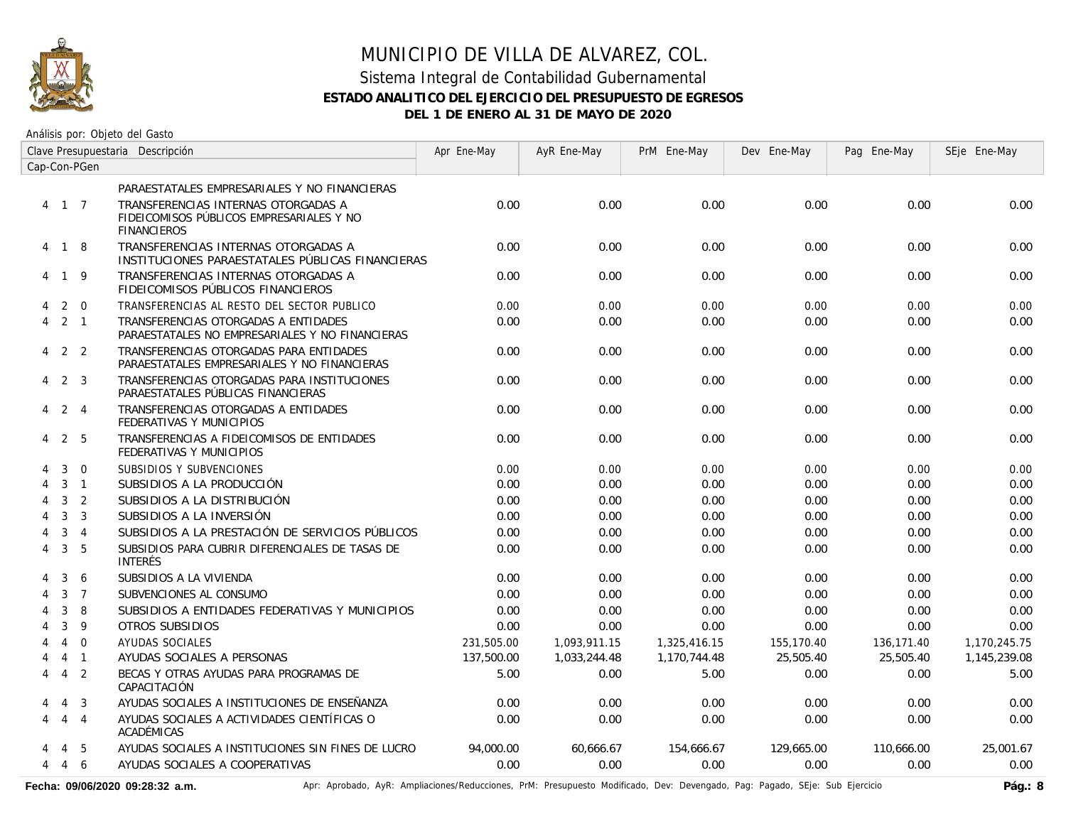# MUNICIPIO DE VILLA DE ALVAREZ, COL.

## Sistema Integral de Contabilidad Gubernamental

### ESTADO ANALITICO DEL EJERCICIO DEL PRESUPUESTO DE EGRESOS

### DEL 1 DE ENERO AL 31 DE MAYO DE 2020

Análisis por: Objeto del Gasto

| Clave Presupuestaria Cap-Con-PGen | Descripción | Apr Ene-May | AyR Ene-May | PrM Ene-May | Dev Ene-May | Pag Ene-May | SEje Ene-May |
|---|---|---|---|---|---|---|---|
| | PARAESTATALES EMPRESARIALES Y NO FINANCIERAS | | | | | | |
| 4 1 7 | TRANSFERENCIAS INTERNAS OTORGADAS A FIDEICOMISOS PÚBLICOS EMPRESARIALES Y NO FINANCIEROS | 0.00 | 0.00 | 0.00 | 0.00 | 0.00 | 0.00 |
| 4 1 8 | TRANSFERENCIAS INTERNAS OTORGADAS A INSTITUCIONES PARAESTATALES PÚBLICAS FINANCIERAS | 0.00 | 0.00 | 0.00 | 0.00 | 0.00 | 0.00 |
| 4 1 9 | TRANSFERENCIAS INTERNAS OTORGADAS A FIDEICOMISOS PÚBLICOS FINANCIEROS | 0.00 | 0.00 | 0.00 | 0.00 | 0.00 | 0.00 |
| 4 2 0 | TRANSFERENCIAS AL RESTO DEL SECTOR PUBLICO | 0.00 | 0.00 | 0.00 | 0.00 | 0.00 | 0.00 |
| 4 2 1 | TRANSFERENCIAS OTORGADAS A ENTIDADES PARAESTATALES NO EMPRESARIALES Y NO FINANCIERAS | 0.00 | 0.00 | 0.00 | 0.00 | 0.00 | 0.00 |
| 4 2 2 | TRANSFERENCIAS OTORGADAS PARA ENTIDADES PARAESTATALES EMPRESARIALES Y NO FINANCIERAS | 0.00 | 0.00 | 0.00 | 0.00 | 0.00 | 0.00 |
| 4 2 3 | TRANSFERENCIAS OTORGADAS PARA INSTITUCIONES PARAESTATALES PÚBLICAS FINANCIERAS | 0.00 | 0.00 | 0.00 | 0.00 | 0.00 | 0.00 |
| 4 2 4 | TRANSFERENCIAS OTORGADAS A ENTIDADES FEDERATIVAS Y MUNICIPIOS | 0.00 | 0.00 | 0.00 | 0.00 | 0.00 | 0.00 |
| 4 2 5 | TRANSFERENCIAS A FIDEICOMISOS DE ENTIDADES FEDERATIVAS Y MUNICIPIOS | 0.00 | 0.00 | 0.00 | 0.00 | 0.00 | 0.00 |
| 4 3 0 | SUBSIDIOS Y SUBVENCIONES | 0.00 | 0.00 | 0.00 | 0.00 | 0.00 | 0.00 |
| 4 3 1 | SUBSIDIOS A LA PRODUCCIÓN | 0.00 | 0.00 | 0.00 | 0.00 | 0.00 | 0.00 |
| 4 3 2 | SUBSIDIOS A LA DISTRIBUCIÓN | 0.00 | 0.00 | 0.00 | 0.00 | 0.00 | 0.00 |
| 4 3 3 | SUBSIDIOS A LA INVERSIÓN | 0.00 | 0.00 | 0.00 | 0.00 | 0.00 | 0.00 |
| 4 3 4 | SUBSIDIOS A LA PRESTACIÓN DE SERVICIOS PÚBLICOS | 0.00 | 0.00 | 0.00 | 0.00 | 0.00 | 0.00 |
| 4 3 5 | SUBSIDIOS PARA CUBRIR DIFERENCIALES DE TASAS DE INTERÉS | 0.00 | 0.00 | 0.00 | 0.00 | 0.00 | 0.00 |
| 4 3 6 | SUBSIDIOS A LA VIVIENDA | 0.00 | 0.00 | 0.00 | 0.00 | 0.00 | 0.00 |
| 4 3 7 | SUBVENCIONES AL CONSUMO | 0.00 | 0.00 | 0.00 | 0.00 | 0.00 | 0.00 |
| 4 3 8 | SUBSIDIOS A ENTIDADES FEDERATIVAS Y MUNICIPIOS | 0.00 | 0.00 | 0.00 | 0.00 | 0.00 | 0.00 |
| 4 3 9 | OTROS SUBSIDIOS | 0.00 | 0.00 | 0.00 | 0.00 | 0.00 | 0.00 |
| 4 4 0 | AYUDAS SOCIALES | 231,505.00 | 1,093,911.15 | 1,325,416.15 | 155,170.40 | 136,171.40 | 1,170,245.75 |
| 4 4 1 | AYUDAS SOCIALES A PERSONAS | 137,500.00 | 1,033,244.48 | 1,170,744.48 | 25,505.40 | 25,505.40 | 1,145,239.08 |
| 4 4 2 | BECAS Y OTRAS AYUDAS PARA PROGRAMAS DE CAPACITACIÓN | 5.00 | 0.00 | 5.00 | 0.00 | 0.00 | 5.00 |
| 4 4 3 | AYUDAS SOCIALES A INSTITUCIONES DE ENSEÑANZA | 0.00 | 0.00 | 0.00 | 0.00 | 0.00 | 0.00 |
| 4 4 4 | AYUDAS SOCIALES A ACTIVIDADES CIENTÍFICAS O ACADÉMICAS | 0.00 | 0.00 | 0.00 | 0.00 | 0.00 | 0.00 |
| 4 4 5 | AYUDAS SOCIALES A INSTITUCIONES SIN FINES DE LUCRO | 94,000.00 | 60,666.67 | 154,666.67 | 129,665.00 | 110,666.00 | 25,001.67 |
| 4 4 6 | AYUDAS SOCIALES A COOPERATIVAS | 0.00 | 0.00 | 0.00 | 0.00 | 0.00 | 0.00 |

Fecha: 09/06/2020 09:28:32 a.m.

Apr: Aprobado, AyR: Ampliaciones/Reducciones, PrM: Presupuesto Modificado, Dev: Devengado, Pag: Pagado, SEje: Sub Ejercicio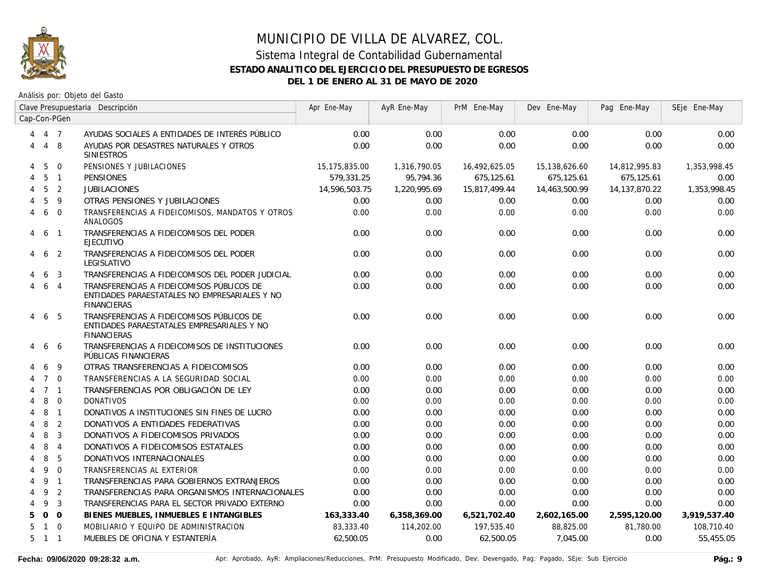# MUNICIPIO DE VILLA DE ALVAREZ, COL.

## Sistema Integral de Contabilidad Gubernamental

### ESTADO ANALITICO DEL EJERCICIO DEL PRESUPUESTO DE EGRESOS

### DEL 1 DE ENERO AL 31 DE MAYO DE 2020

Análisis por: Objeto del Gasto

| Clave Presupuestaria Cap-Con-PGen | Descripción | Apr Ene-May | AyR Ene-May | PrM Ene-May | Dev Ene-May | Pag Ene-May | SEje Ene-May |
|---|---|---|---|---|---|---|---|
| 4 4 7 | AYUDAS SOCIALES A ENTIDADES DE INTERÉS PÚBLICO | 0.00 | 0.00 | 0.00 | 0.00 | 0.00 | 0.00 |
| 4 4 8 | AYUDAS POR DESASTRES NATURALES Y OTROS SINIESTROS | 0.00 | 0.00 | 0.00 | 0.00 | 0.00 | 0.00 |
| 4 5 0 | PENSIONES Y JUBILACIONES | 15,175,835.00 | 1,316,790.05 | 16,492,625.05 | 15,138,626.60 | 14,812,995.83 | 1,353,998.45 |
| 4 5 1 | PENSIONES | 579,331.25 | 95,794.36 | 675,125.61 | 675,125.61 | 675,125.61 | 0.00 |
| 4 5 2 | JUBILACIONES | 14,596,503.75 | 1,220,995.69 | 15,817,499.44 | 14,463,500.99 | 14,137,870.22 | 1,353,998.45 |
| 4 5 9 | OTRAS PENSIONES Y JUBILACIONES | 0.00 | 0.00 | 0.00 | 0.00 | 0.00 | 0.00 |
| 4 6 0 | TRANSFERENCIAS A FIDEICOMISOS, MANDATOS Y OTROS ANALOGOS | 0.00 | 0.00 | 0.00 | 0.00 | 0.00 | 0.00 |
| 4 6 1 | TRANSFERENCIAS A FIDEICOMISOS DEL PODER EJECUTIVO | 0.00 | 0.00 | 0.00 | 0.00 | 0.00 | 0.00 |
| 4 6 2 | TRANSFERENCIAS A FIDEICOMISOS DEL PODER LEGISLATIVO | 0.00 | 0.00 | 0.00 | 0.00 | 0.00 | 0.00 |
| 4 6 3 | TRANSFERENCIAS A FIDEICOMISOS DEL PODER JUDICIAL | 0.00 | 0.00 | 0.00 | 0.00 | 0.00 | 0.00 |
| 4 6 4 | TRANSFERENCIAS A FIDEICOMISOS PÚBLICOS DE ENTIDADES PARAESTATALES NO EMPRESARIALES Y NO FINANCIERAS | 0.00 | 0.00 | 0.00 | 0.00 | 0.00 | 0.00 |
| 4 6 5 | TRANSFERENCIAS A FIDEICOMISOS PÚBLICOS DE ENTIDADES PARAESTATALES EMPRESARIALES Y NO FINANCIERAS | 0.00 | 0.00 | 0.00 | 0.00 | 0.00 | 0.00 |
| 4 6 6 | TRANSFERENCIAS A FIDEICOMISOS DE INSTITUCIONES PÚBLICAS FINANCIERAS | 0.00 | 0.00 | 0.00 | 0.00 | 0.00 | 0.00 |
| 4 6 9 | OTRAS TRANSFERENCIAS A FIDEICOMISOS | 0.00 | 0.00 | 0.00 | 0.00 | 0.00 | 0.00 |
| 4 7 0 | TRANSFERENCIAS A LA SEGURIDAD SOCIAL | 0.00 | 0.00 | 0.00 | 0.00 | 0.00 | 0.00 |
| 4 7 1 | TRANSFERENCIAS POR OBLIGACIÓN DE LEY | 0.00 | 0.00 | 0.00 | 0.00 | 0.00 | 0.00 |
| 4 8 0 | DONATIVOS | 0.00 | 0.00 | 0.00 | 0.00 | 0.00 | 0.00 |
| 4 8 1 | DONATIVOS A INSTITUCIONES SIN FINES DE LUCRO | 0.00 | 0.00 | 0.00 | 0.00 | 0.00 | 0.00 |
| 4 8 2 | DONATIVOS A ENTIDADES FEDERATIVAS | 0.00 | 0.00 | 0.00 | 0.00 | 0.00 | 0.00 |
| 4 8 3 | DONATIVOS A FIDEICOMISOS PRIVADOS | 0.00 | 0.00 | 0.00 | 0.00 | 0.00 | 0.00 |
| 4 8 4 | DONATIVOS A FIDEICOMISOS ESTATALES | 0.00 | 0.00 | 0.00 | 0.00 | 0.00 | 0.00 |
| 4 8 5 | DONATIVOS INTERNACIONALES | 0.00 | 0.00 | 0.00 | 0.00 | 0.00 | 0.00 |
| 4 9 0 | TRANSFERENCIAS AL EXTERIOR | 0.00 | 0.00 | 0.00 | 0.00 | 0.00 | 0.00 |
| 4 9 1 | TRANSFERENCIAS PARA GOBIERNOS EXTRANJEROS | 0.00 | 0.00 | 0.00 | 0.00 | 0.00 | 0.00 |
| 4 9 2 | TRANSFERENCIAS PARA ORGANISMOS INTERNACIONALES | 0.00 | 0.00 | 0.00 | 0.00 | 0.00 | 0.00 |
| 4 9 3 | TRANSFERENCIAS PARA EL SECTOR PRIVADO EXTERNO | 0.00 | 0.00 | 0.00 | 0.00 | 0.00 | 0.00 |
| **5 0 0** | **BIENES MUEBLES, INMUEBLES E INTANGIBLES** | **163,333.40** | **6,358,369.00** | **6,521,702.40** | **2,602,165.00** | **2,595,120.00** | **3,919,537.40** |
| 5 1 0 | MOBILIARIO Y EQUIPO DE ADMINISTRACION | 83,333.40 | 114,202.00 | 197,535.40 | 88,825.00 | 81,780.00 | 108,710.40 |
| 5 1 1 | MUEBLES DE OFICINA Y ESTANTERÍA | 62,500.05 | 0.00 | 62,500.05 | 7,045.00 | 0.00 | 55,455.05 |

**Fecha: 09/06/2020 09:28:32 a.m.** Apr: Aprobado, AyR: Ampliaciones/Reducciones, PrM: Presupuesto Modificado, Dev: Devengado, Pag: Pagado, SEje: Sub Ejercicio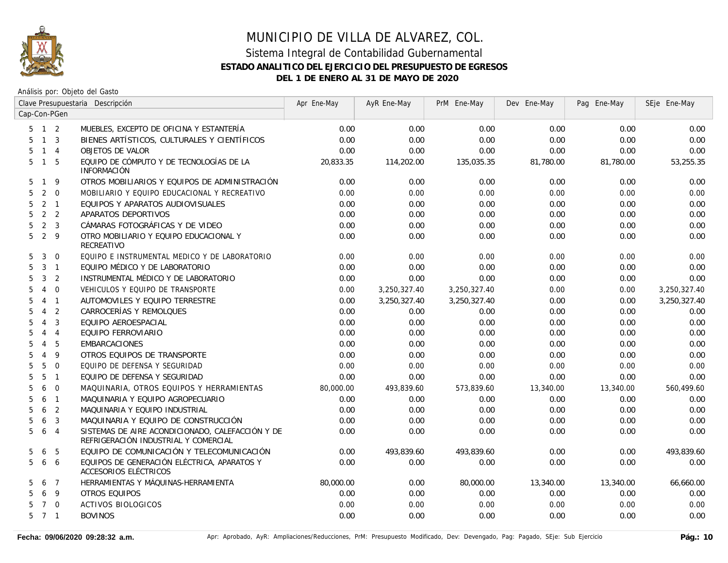# MUNICIPIO DE VILLA DE ALVAREZ, COL.

## Sistema Integral de Contabilidad Gubernamental

### ESTADO ANALITICO DEL EJERCICIO DEL PRESUPUESTO DE EGRESOS

### DEL 1 DE ENERO AL 31 DE MAYO DE 2020

Análisis por: Objeto del Gasto

| Clave Presupuestaria Cap-Con-PGen | Descripción | Apr Ene-May | AyR Ene-May | PrM Ene-May | Dev Ene-May | Pag Ene-May | SEje Ene-May |
|---|---|---|---|---|---|---|---|
| 5 1 2 | MUEBLES, EXCEPTO DE OFICINA Y ESTANTERÍA | 0.00 | 0.00 | 0.00 | 0.00 | 0.00 | 0.00 |
| 5 1 3 | BIENES ARTÍSTICOS, CULTURALES Y CIENTÍFICOS | 0.00 | 0.00 | 0.00 | 0.00 | 0.00 | 0.00 |
| 5 1 4 | OBJETOS DE VALOR | 0.00 | 0.00 | 0.00 | 0.00 | 0.00 | 0.00 |
| 5 1 5 | EQUIPO DE CÓMPUTO Y DE TECNOLOGÍAS DE LA INFORMACIÓN | 20,833.35 | 114,202.00 | 135,035.35 | 81,780.00 | 81,780.00 | 53,255.35 |
| 5 1 9 | OTROS MOBILIARIOS Y EQUIPOS DE ADMINISTRACIÓN | 0.00 | 0.00 | 0.00 | 0.00 | 0.00 | 0.00 |
| 5 2 0 | MOBILIARIO Y EQUIPO EDUCACIONAL Y RECREATIVO | 0.00 | 0.00 | 0.00 | 0.00 | 0.00 | 0.00 |
| 5 2 1 | EQUIPOS Y APARATOS AUDIOVISUALES | 0.00 | 0.00 | 0.00 | 0.00 | 0.00 | 0.00 |
| 5 2 2 | APARATOS DEPORTIVOS | 0.00 | 0.00 | 0.00 | 0.00 | 0.00 | 0.00 |
| 5 2 3 | CÁMARAS FOTOGRÁFICAS Y DE VIDEO | 0.00 | 0.00 | 0.00 | 0.00 | 0.00 | 0.00 |
| 5 2 9 | OTRO MOBILIARIO Y EQUIPO EDUCACIONAL Y RECREATIVO | 0.00 | 0.00 | 0.00 | 0.00 | 0.00 | 0.00 |
| 5 3 0 | EQUIPO E INSTRUMENTAL MEDICO Y DE LABORATORIO | 0.00 | 0.00 | 0.00 | 0.00 | 0.00 | 0.00 |
| 5 3 1 | EQUIPO MÉDICO Y DE LABORATORIO | 0.00 | 0.00 | 0.00 | 0.00 | 0.00 | 0.00 |
| 5 3 2 | INSTRUMENTAL MÉDICO Y DE LABORATORIO | 0.00 | 0.00 | 0.00 | 0.00 | 0.00 | 0.00 |
| 5 4 0 | VEHICULOS Y EQUIPO DE TRANSPORTE | 0.00 | 3,250,327.40 | 3,250,327.40 | 0.00 | 0.00 | 3,250,327.40 |
| 5 4 1 | AUTOMOVILES Y EQUIPO TERRESTRE | 0.00 | 3,250,327.40 | 3,250,327.40 | 0.00 | 0.00 | 3,250,327.40 |
| 5 4 2 | CARROCERÍAS Y REMOLQUES | 0.00 | 0.00 | 0.00 | 0.00 | 0.00 | 0.00 |
| 5 4 3 | EQUIPO AEROESPACIAL | 0.00 | 0.00 | 0.00 | 0.00 | 0.00 | 0.00 |
| 5 4 4 | EQUIPO FERROVIARIO | 0.00 | 0.00 | 0.00 | 0.00 | 0.00 | 0.00 |
| 5 4 5 | EMBARCACIONES | 0.00 | 0.00 | 0.00 | 0.00 | 0.00 | 0.00 |
| 5 4 9 | OTROS EQUIPOS DE TRANSPORTE | 0.00 | 0.00 | 0.00 | 0.00 | 0.00 | 0.00 |
| 5 5 0 | EQUIPO DE DEFENSA Y SEGURIDAD | 0.00 | 0.00 | 0.00 | 0.00 | 0.00 | 0.00 |
| 5 5 1 | EQUIPO DE DEFENSA Y SEGURIDAD | 0.00 | 0.00 | 0.00 | 0.00 | 0.00 | 0.00 |
| 5 6 0 | MAQUINARIA, OTROS EQUIPOS Y HERRAMIENTAS | 80,000.00 | 493,839.60 | 573,839.60 | 13,340.00 | 13,340.00 | 560,499.60 |
| 5 6 1 | MAQUINARIA Y EQUIPO AGROPECUARIO | 0.00 | 0.00 | 0.00 | 0.00 | 0.00 | 0.00 |
| 5 6 2 | MAQUINARIA Y EQUIPO INDUSTRIAL | 0.00 | 0.00 | 0.00 | 0.00 | 0.00 | 0.00 |
| 5 6 3 | MAQUINARIA Y EQUIPO DE CONSTRUCCIÓN | 0.00 | 0.00 | 0.00 | 0.00 | 0.00 | 0.00 |
| 5 6 4 | SISTEMAS DE AIRE ACONDICIONADO, CALEFACCIÓN Y DE REFRIGERACIÓN INDUSTRIAL Y COMERCIAL | 0.00 | 0.00 | 0.00 | 0.00 | 0.00 | 0.00 |
| 5 6 5 | EQUIPO DE COMUNICACIÓN Y TELECOMUNICACIÓN | 0.00 | 493,839.60 | 493,839.60 | 0.00 | 0.00 | 493,839.60 |
| 5 6 6 | EQUIPOS DE GENERACIÓN ELÉCTRICA, APARATOS Y ACCESORIOS ELÉCTRICOS | 0.00 | 0.00 | 0.00 | 0.00 | 0.00 | 0.00 |
| 5 6 7 | HERRAMIENTAS Y MÁQUINAS-HERRAMIENTA | 80,000.00 | 0.00 | 80,000.00 | 13,340.00 | 13,340.00 | 66,660.00 |
| 5 6 9 | OTROS EQUIPOS | 0.00 | 0.00 | 0.00 | 0.00 | 0.00 | 0.00 |
| 5 7 0 | ACTIVOS BIOLOGICOS | 0.00 | 0.00 | 0.00 | 0.00 | 0.00 | 0.00 |
| 5 7 1 | BOVINOS | 0.00 | 0.00 | 0.00 | 0.00 | 0.00 | 0.00 |

Fecha: 09/06/2020 09:28:32 a.m.  Apr: Aprobado, AyR: Ampliaciones/Reducciones, PrM: Presupuesto Modificado, Dev: Devengado, Pag: Pagado, SEje: Sub Ejercicio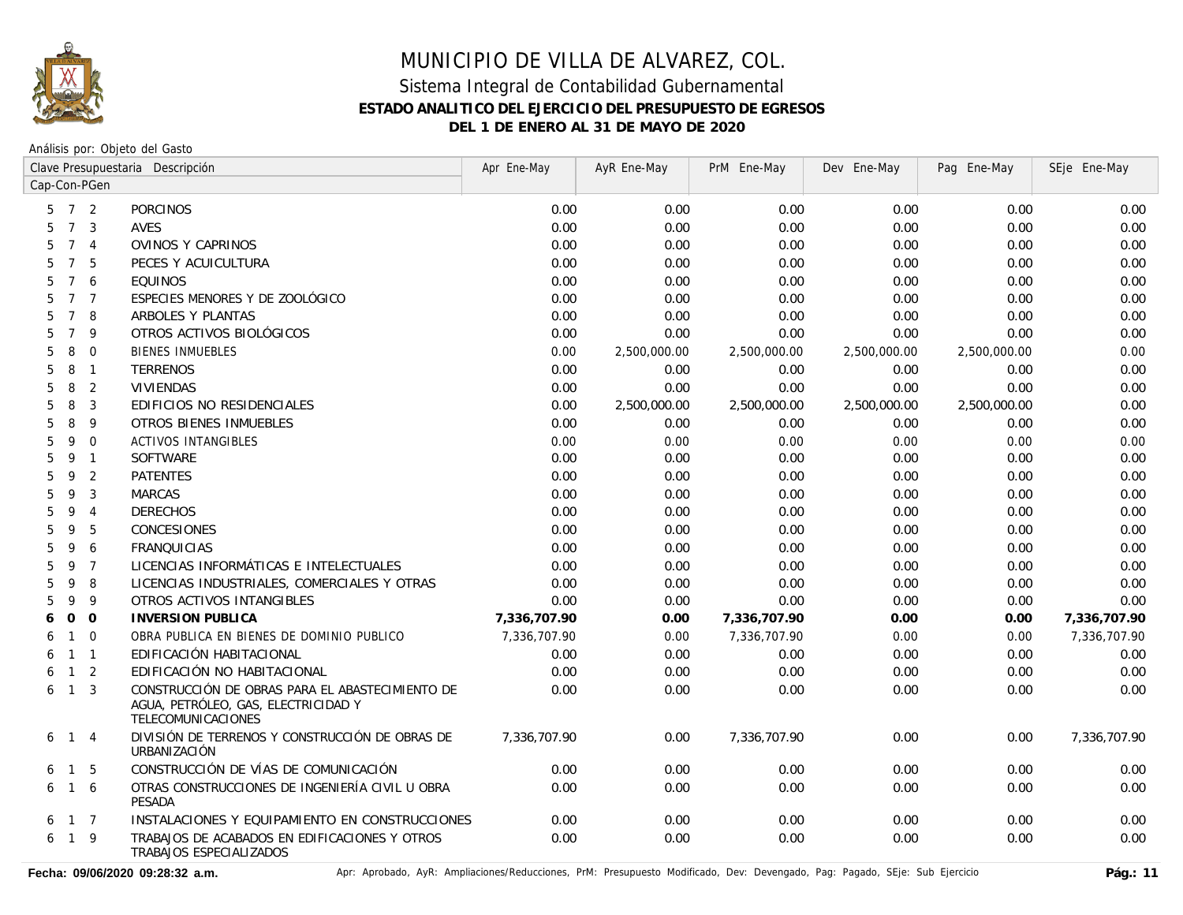# MUNICIPIO DE VILLA DE ALVAREZ, COL.

## Sistema Integral de Contabilidad Gubernamental

### ESTADO ANALITICO DEL EJERCICIO DEL PRESUPUESTO DE EGRESOS

### DEL 1 DE ENERO AL 31 DE MAYO DE 2020

Análisis por: Objeto del Gasto

| Clave Presupuestaria Cap-Con-PGen | | | Descripción | Apr Ene-May | AyR Ene-May | PrM Ene-May | Dev Ene-May | Pag Ene-May | SEje Ene-May |
|---|---|---|---|---|---|---|---|---|---|
| 5 | 7 | 2 | PORCINOS | 0.00 | 0.00 | 0.00 | 0.00 | 0.00 | 0.00 |
| 5 | 7 | 3 | AVES | 0.00 | 0.00 | 0.00 | 0.00 | 0.00 | 0.00 |
| 5 | 7 | 4 | OVINOS Y CAPRINOS | 0.00 | 0.00 | 0.00 | 0.00 | 0.00 | 0.00 |
| 5 | 7 | 5 | PECES Y ACUICULTURA | 0.00 | 0.00 | 0.00 | 0.00 | 0.00 | 0.00 |
| 5 | 7 | 6 | EQUINOS | 0.00 | 0.00 | 0.00 | 0.00 | 0.00 | 0.00 |
| 5 | 7 | 7 | ESPECIES MENORES Y DE ZOOLÓGICO | 0.00 | 0.00 | 0.00 | 0.00 | 0.00 | 0.00 |
| 5 | 7 | 8 | ARBOLES Y PLANTAS | 0.00 | 0.00 | 0.00 | 0.00 | 0.00 | 0.00 |
| 5 | 7 | 9 | OTROS ACTIVOS BIOLÓGICOS | 0.00 | 0.00 | 0.00 | 0.00 | 0.00 | 0.00 |
| 5 | 8 | 0 | BIENES INMUEBLES | 0.00 | 2,500,000.00 | 2,500,000.00 | 2,500,000.00 | 2,500,000.00 | 0.00 |
| 5 | 8 | 1 | TERRENOS | 0.00 | 0.00 | 0.00 | 0.00 | 0.00 | 0.00 |
| 5 | 8 | 2 | VIVIENDAS | 0.00 | 0.00 | 0.00 | 0.00 | 0.00 | 0.00 |
| 5 | 8 | 3 | EDIFICIOS NO RESIDENCIALES | 0.00 | 2,500,000.00 | 2,500,000.00 | 2,500,000.00 | 2,500,000.00 | 0.00 |
| 5 | 8 | 9 | OTROS BIENES INMUEBLES | 0.00 | 0.00 | 0.00 | 0.00 | 0.00 | 0.00 |
| 5 | 9 | 0 | ACTIVOS INTANGIBLES | 0.00 | 0.00 | 0.00 | 0.00 | 0.00 | 0.00 |
| 5 | 9 | 1 | SOFTWARE | 0.00 | 0.00 | 0.00 | 0.00 | 0.00 | 0.00 |
| 5 | 9 | 2 | PATENTES | 0.00 | 0.00 | 0.00 | 0.00 | 0.00 | 0.00 |
| 5 | 9 | 3 | MARCAS | 0.00 | 0.00 | 0.00 | 0.00 | 0.00 | 0.00 |
| 5 | 9 | 4 | DERECHOS | 0.00 | 0.00 | 0.00 | 0.00 | 0.00 | 0.00 |
| 5 | 9 | 5 | CONCESIONES | 0.00 | 0.00 | 0.00 | 0.00 | 0.00 | 0.00 |
| 5 | 9 | 6 | FRANQUICIAS | 0.00 | 0.00 | 0.00 | 0.00 | 0.00 | 0.00 |
| 5 | 9 | 7 | LICENCIAS INFORMÁTICAS E INTELECTUALES | 0.00 | 0.00 | 0.00 | 0.00 | 0.00 | 0.00 |
| 5 | 9 | 8 | LICENCIAS INDUSTRIALES, COMERCIALES Y OTRAS | 0.00 | 0.00 | 0.00 | 0.00 | 0.00 | 0.00 |
| 5 | 9 | 9 | OTROS ACTIVOS INTANGIBLES | 0.00 | 0.00 | 0.00 | 0.00 | 0.00 | 0.00 |
| **6** | **0** | **0** | **INVERSION PUBLICA** | **7,336,707.90** | **0.00** | **7,336,707.90** | **0.00** | **0.00** | **7,336,707.90** |
| 6 | 1 | 0 | OBRA PUBLICA EN BIENES DE DOMINIO PUBLICO | 7,336,707.90 | 0.00 | 7,336,707.90 | 0.00 | 0.00 | 7,336,707.90 |
| 6 | 1 | 1 | EDIFICACIÓN HABITACIONAL | 0.00 | 0.00 | 0.00 | 0.00 | 0.00 | 0.00 |
| 6 | 1 | 2 | EDIFICACIÓN NO HABITACIONAL | 0.00 | 0.00 | 0.00 | 0.00 | 0.00 | 0.00 |
| 6 | 1 | 3 | CONSTRUCCIÓN DE OBRAS PARA EL ABASTECIMIENTO DE AGUA, PETRÓLEO, GAS, ELECTRICIDAD Y TELECOMUNICACIONES | 0.00 | 0.00 | 0.00 | 0.00 | 0.00 | 0.00 |
| 6 | 1 | 4 | DIVISIÓN DE TERRENOS Y CONSTRUCCIÓN DE OBRAS DE URBANIZACIÓN | 7,336,707.90 | 0.00 | 7,336,707.90 | 0.00 | 0.00 | 7,336,707.90 |
| 6 | 1 | 5 | CONSTRUCCIÓN DE VÍAS DE COMUNICACIÓN | 0.00 | 0.00 | 0.00 | 0.00 | 0.00 | 0.00 |
| 6 | 1 | 6 | OTRAS CONSTRUCCIONES DE INGENIERÍA CIVIL U OBRA PESADA | 0.00 | 0.00 | 0.00 | 0.00 | 0.00 | 0.00 |
| 6 | 1 | 7 | INSTALACIONES Y EQUIPAMIENTO EN CONSTRUCCIONES | 0.00 | 0.00 | 0.00 | 0.00 | 0.00 | 0.00 |
| 6 | 1 | 9 | TRABAJOS DE ACABADOS EN EDIFICACIONES Y OTROS TRABAJOS ESPECIALIZADOS | 0.00 | 0.00 | 0.00 | 0.00 | 0.00 | 0.00 |

**Fecha: 09/06/2020 09:28:32 a.m.** Apr: Aprobado, AyR: Ampliaciones/Reducciones, PrM: Presupuesto Modificado, Dev: Devengado, Pag: Pagado, SEje: Sub Ejercicio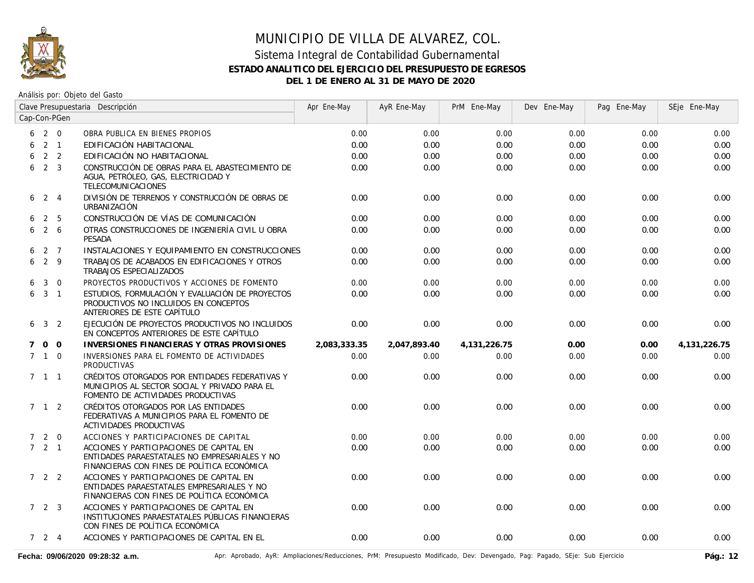# MUNICIPIO DE VILLA DE ALVAREZ, COL.

## Sistema Integral de Contabilidad Gubernamental

### ESTADO ANALITICO DEL EJERCICIO DEL PRESUPUESTO DE EGRESOS

### DEL 1 DE ENERO AL 31 DE MAYO DE 2020

Análisis por: Objeto del Gasto

| Clave Presupuestaria Cap-Con-PGen | Descripción | Apr Ene-May | AyR Ene-May | PrM Ene-May | Dev Ene-May | Pag Ene-May | SEje Ene-May |
|---|---|---|---|---|---|---|---|
| 6 2 0 | OBRA PUBLICA EN BIENES PROPIOS | 0.00 | 0.00 | 0.00 | 0.00 | 0.00 | 0.00 |
| 6 2 1 | EDIFICACIÓN HABITACIONAL | 0.00 | 0.00 | 0.00 | 0.00 | 0.00 | 0.00 |
| 6 2 2 | EDIFICACIÓN NO HABITACIONAL | 0.00 | 0.00 | 0.00 | 0.00 | 0.00 | 0.00 |
| 6 2 3 | CONSTRUCCIÓN DE OBRAS PARA EL ABASTECIMIENTO DE AGUA, PETRÓLEO, GAS, ELECTRICIDAD Y TELECOMUNICACIONES | 0.00 | 0.00 | 0.00 | 0.00 | 0.00 | 0.00 |
| 6 2 4 | DIVISIÓN DE TERRENOS Y CONSTRUCCIÓN DE OBRAS DE URBANIZACIÓN | 0.00 | 0.00 | 0.00 | 0.00 | 0.00 | 0.00 |
| 6 2 5 | CONSTRUCCIÓN DE VÍAS DE COMUNICACIÓN | 0.00 | 0.00 | 0.00 | 0.00 | 0.00 | 0.00 |
| 6 2 6 | OTRAS CONSTRUCCIONES DE INGENIERÍA CIVIL U OBRA PESADA | 0.00 | 0.00 | 0.00 | 0.00 | 0.00 | 0.00 |
| 6 2 7 | INSTALACIONES Y EQUIPAMIENTO EN CONSTRUCCIONES | 0.00 | 0.00 | 0.00 | 0.00 | 0.00 | 0.00 |
| 6 2 9 | TRABAJOS DE ACABADOS EN EDIFICACIONES Y OTROS TRABAJOS ESPECIALIZADOS | 0.00 | 0.00 | 0.00 | 0.00 | 0.00 | 0.00 |
| 6 3 0 | PROYECTOS PRODUCTIVOS Y ACCIONES DE FOMENTO | 0.00 | 0.00 | 0.00 | 0.00 | 0.00 | 0.00 |
| 6 3 1 | ESTUDIOS, FORMULACIÓN Y EVALUACIÓN DE PROYECTOS PRODUCTIVOS NO INCLUIDOS EN CONCEPTOS ANTERIORES DE ESTE CAPÍTULO | 0.00 | 0.00 | 0.00 | 0.00 | 0.00 | 0.00 |
| 6 3 2 | EJECUCIÓN DE PROYECTOS PRODUCTIVOS NO INCLUIDOS EN CONCEPTOS ANTERIORES DE ESTE CAPÍTULO | 0.00 | 0.00 | 0.00 | 0.00 | 0.00 | 0.00 |
| **7 0 0** | **INVERSIONES FINANCIERAS Y OTRAS PROVISIONES** | **2,083,333.35** | **2,047,893.40** | **4,131,226.75** | **0.00** | **0.00** | **4,131,226.75** |
| 7 1 0 | INVERSIONES PARA EL FOMENTO DE ACTIVIDADES PRODUCTIVAS | 0.00 | 0.00 | 0.00 | 0.00 | 0.00 | 0.00 |
| 7 1 1 | CRÉDITOS OTORGADOS POR ENTIDADES FEDERATIVAS Y MUNICIPIOS AL SECTOR SOCIAL Y PRIVADO PARA EL FOMENTO DE ACTIVIDADES PRODUCTIVAS | 0.00 | 0.00 | 0.00 | 0.00 | 0.00 | 0.00 |
| 7 1 2 | CRÉDITOS OTORGADOS POR LAS ENTIDADES FEDERATIVAS A MUNICIPIOS PARA EL FOMENTO DE ACTIVIDADES PRODUCTIVAS | 0.00 | 0.00 | 0.00 | 0.00 | 0.00 | 0.00 |
| 7 2 0 | ACCIONES Y PARTICIPACIONES DE CAPITAL | 0.00 | 0.00 | 0.00 | 0.00 | 0.00 | 0.00 |
| 7 2 1 | ACCIONES Y PARTICIPACIONES DE CAPITAL EN ENTIDADES PARAESTATALES NO EMPRESARIALES Y NO FINANCIERAS CON FINES DE POLÍTICA ECONÓMICA | 0.00 | 0.00 | 0.00 | 0.00 | 0.00 | 0.00 |
| 7 2 2 | ACCIONES Y PARTICIPACIONES DE CAPITAL EN ENTIDADES PARAESTATALES EMPRESARIALES Y NO FINANCIERAS CON FINES DE POLÍTICA ECONÓMICA | 0.00 | 0.00 | 0.00 | 0.00 | 0.00 | 0.00 |
| 7 2 3 | ACCIONES Y PARTICIPACIONES DE CAPITAL EN INSTITUCIONES PARAESTATALES PÚBLICAS FINANCIERAS CON FINES DE POLÍTICA ECONÓMICA | 0.00 | 0.00 | 0.00 | 0.00 | 0.00 | 0.00 |
| 7 2 4 | ACCIONES Y PARTICIPACIONES DE CAPITAL EN EL | 0.00 | 0.00 | 0.00 | 0.00 | 0.00 | 0.00 |

Fecha: 09/06/2020 09:28:32 a.m.

Apr: Aprobado, AyR: Ampliaciones/Reducciones, PrM: Presupuesto Modificado, Dev: Devengado, Pag: Pagado, SEje: Sub Ejercicio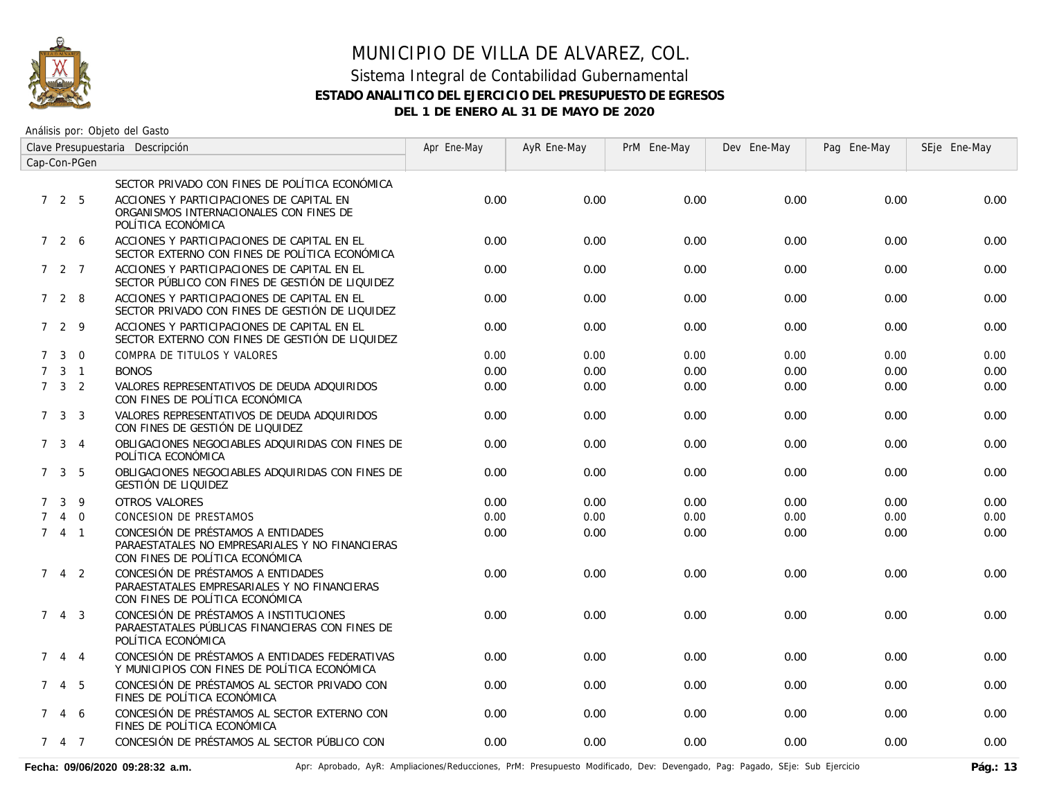# MUNICIPIO DE VILLA DE ALVAREZ, COL.

## Sistema Integral de Contabilidad Gubernamental

### ESTADO ANALITICO DEL EJERCICIO DEL PRESUPUESTO DE EGRESOS

### DEL 1 DE ENERO AL 31 DE MAYO DE 2020

Análisis por: Objeto del Gasto

| Clave Presupuestaria Cap-Con-PGen | Descripción | Apr Ene-May | AyR Ene-May | PrM Ene-May | Dev Ene-May | Pag Ene-May | SEje Ene-May |
|---|---|---|---|---|---|---|---|
| | SECTOR PRIVADO CON FINES DE POLÍTICA ECONÓMICA | | | | | | |
| 7 2 5 | ACCIONES Y PARTICIPACIONES DE CAPITAL EN ORGANISMOS INTERNACIONALES CON FINES DE POLÍTICA ECONÓMICA | 0.00 | 0.00 | 0.00 | 0.00 | 0.00 | 0.00 |
| 7 2 6 | ACCIONES Y PARTICIPACIONES DE CAPITAL EN EL SECTOR EXTERNO CON FINES DE POLÍTICA ECONÓMICA | 0.00 | 0.00 | 0.00 | 0.00 | 0.00 | 0.00 |
| 7 2 7 | ACCIONES Y PARTICIPACIONES DE CAPITAL EN EL SECTOR PÚBLICO CON FINES DE GESTIÓN DE LIQUIDEZ | 0.00 | 0.00 | 0.00 | 0.00 | 0.00 | 0.00 |
| 7 2 8 | ACCIONES Y PARTICIPACIONES DE CAPITAL EN EL SECTOR PRIVADO CON FINES DE GESTIÓN DE LIQUIDEZ | 0.00 | 0.00 | 0.00 | 0.00 | 0.00 | 0.00 |
| 7 2 9 | ACCIONES Y PARTICIPACIONES DE CAPITAL EN EL SECTOR EXTERNO CON FINES DE GESTIÓN DE LIQUIDEZ | 0.00 | 0.00 | 0.00 | 0.00 | 0.00 | 0.00 |
| 7 3 0 | COMPRA DE TITULOS Y VALORES | 0.00 | 0.00 | 0.00 | 0.00 | 0.00 | 0.00 |
| 7 3 1 | BONOS | 0.00 | 0.00 | 0.00 | 0.00 | 0.00 | 0.00 |
| 7 3 2 | VALORES REPRESENTATIVOS DE DEUDA ADQUIRIDOS CON FINES DE POLÍTICA ECONÓMICA | 0.00 | 0.00 | 0.00 | 0.00 | 0.00 | 0.00 |
| 7 3 3 | VALORES REPRESENTATIVOS DE DEUDA ADQUIRIDOS CON FINES DE GESTIÓN DE LIQUIDEZ | 0.00 | 0.00 | 0.00 | 0.00 | 0.00 | 0.00 |
| 7 3 4 | OBLIGACIONES NEGOCIABLES ADQUIRIDAS CON FINES DE POLÍTICA ECONÓMICA | 0.00 | 0.00 | 0.00 | 0.00 | 0.00 | 0.00 |
| 7 3 5 | OBLIGACIONES NEGOCIABLES ADQUIRIDAS CON FINES DE GESTIÓN DE LIQUIDEZ | 0.00 | 0.00 | 0.00 | 0.00 | 0.00 | 0.00 |
| 7 3 9 | OTROS VALORES | 0.00 | 0.00 | 0.00 | 0.00 | 0.00 | 0.00 |
| 7 4 0 | CONCESION DE PRESTAMOS | 0.00 | 0.00 | 0.00 | 0.00 | 0.00 | 0.00 |
| 7 4 1 | CONCESIÓN DE PRÉSTAMOS A ENTIDADES PARAESTATALES NO EMPRESARIALES Y NO FINANCIERAS CON FINES DE POLÍTICA ECONÓMICA | 0.00 | 0.00 | 0.00 | 0.00 | 0.00 | 0.00 |
| 7 4 2 | CONCESIÓN DE PRÉSTAMOS A ENTIDADES PARAESTATALES EMPRESARIALES Y NO FINANCIERAS CON FINES DE POLÍTICA ECONÓMICA | 0.00 | 0.00 | 0.00 | 0.00 | 0.00 | 0.00 |
| 7 4 3 | CONCESIÓN DE PRÉSTAMOS A INSTITUCIONES PARAESTATALES PÚBLICAS FINANCIERAS CON FINES DE POLÍTICA ECONÓMICA | 0.00 | 0.00 | 0.00 | 0.00 | 0.00 | 0.00 |
| 7 4 4 | CONCESIÓN DE PRÉSTAMOS A ENTIDADES FEDERATIVAS Y MUNICIPIOS CON FINES DE POLÍTICA ECONÓMICA | 0.00 | 0.00 | 0.00 | 0.00 | 0.00 | 0.00 |
| 7 4 5 | CONCESIÓN DE PRÉSTAMOS AL SECTOR PRIVADO CON FINES DE POLÍTICA ECONÓMICA | 0.00 | 0.00 | 0.00 | 0.00 | 0.00 | 0.00 |
| 7 4 6 | CONCESIÓN DE PRÉSTAMOS AL SECTOR EXTERNO CON FINES DE POLÍTICA ECONÓMICA | 0.00 | 0.00 | 0.00 | 0.00 | 0.00 | 0.00 |
| 7 4 7 | CONCESIÓN DE PRÉSTAMOS AL SECTOR PÚBLICO CON | 0.00 | 0.00 | 0.00 | 0.00 | 0.00 | 0.00 |

**Fecha: 09/06/2020 09:28:32 a.m.** Apr: Aprobado, AyR: Ampliaciones/Reducciones, PrM: Presupuesto Modificado, Dev: Devengado, Pag: Pagado, SEje: Sub Ejercicio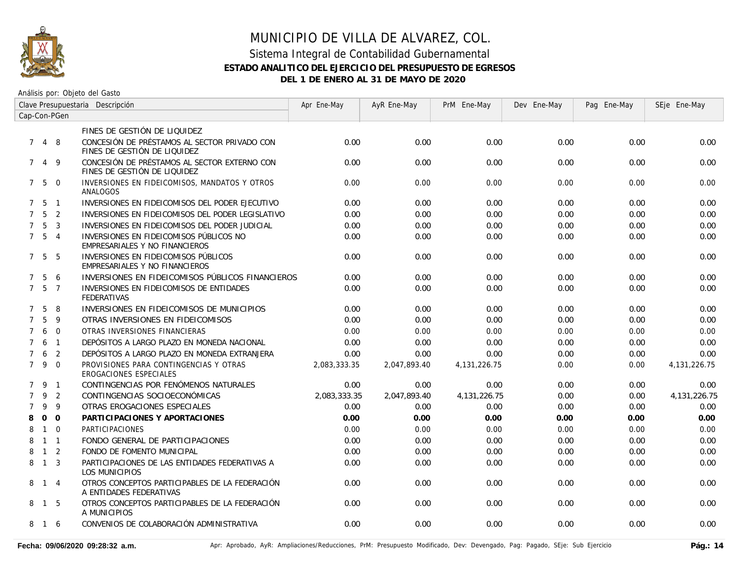# MUNICIPIO DE VILLA DE ALVAREZ, COL.

## Sistema Integral de Contabilidad Gubernamental

### ESTADO ANALITICO DEL EJERCICIO DEL PRESUPUESTO DE EGRESOS

### DEL 1 DE ENERO AL 31 DE MAYO DE 2020

Análisis por: Objeto del Gasto

| Clave Presupuestaria Cap-Con-PGen | Descripción | Apr Ene-May | AyR Ene-May | PrM Ene-May | Dev Ene-May | Pag Ene-May | SEje Ene-May |
|---|---|---|---|---|---|---|---|
| | FINES DE GESTIÓN DE LIQUIDEZ | | | | | | |
| 7 4 8 | CONCESIÓN DE PRÉSTAMOS AL SECTOR PRIVADO CON FINES DE GESTIÓN DE LIQUIDEZ | 0.00 | 0.00 | 0.00 | 0.00 | 0.00 | 0.00 |
| 7 4 9 | CONCESIÓN DE PRÉSTAMOS AL SECTOR EXTERNO CON FINES DE GESTIÓN DE LIQUIDEZ | 0.00 | 0.00 | 0.00 | 0.00 | 0.00 | 0.00 |
| 7 5 0 | INVERSIONES EN FIDEICOMISOS, MANDATOS Y OTROS ANALOGOS | 0.00 | 0.00 | 0.00 | 0.00 | 0.00 | 0.00 |
| 7 5 1 | INVERSIONES EN FIDEICOMISOS DEL PODER EJECUTIVO | 0.00 | 0.00 | 0.00 | 0.00 | 0.00 | 0.00 |
| 7 5 2 | INVERSIONES EN FIDEICOMISOS DEL PODER LEGISLATIVO | 0.00 | 0.00 | 0.00 | 0.00 | 0.00 | 0.00 |
| 7 5 3 | INVERSIONES EN FIDEICOMISOS DEL PODER JUDICIAL | 0.00 | 0.00 | 0.00 | 0.00 | 0.00 | 0.00 |
| 7 5 4 | INVERSIONES EN FIDEICOMISOS PÚBLICOS NO EMPRESARIALES Y NO FINANCIEROS | 0.00 | 0.00 | 0.00 | 0.00 | 0.00 | 0.00 |
| 7 5 5 | INVERSIONES EN FIDEICOMISOS PÚBLICOS EMPRESARIALES Y NO FINANCIEROS | 0.00 | 0.00 | 0.00 | 0.00 | 0.00 | 0.00 |
| 7 5 6 | INVERSIONES EN FIDEICOMISOS PÚBLICOS FINANCIEROS | 0.00 | 0.00 | 0.00 | 0.00 | 0.00 | 0.00 |
| 7 5 7 | INVERSIONES EN FIDEICOMISOS DE ENTIDADES FEDERATIVAS | 0.00 | 0.00 | 0.00 | 0.00 | 0.00 | 0.00 |
| 7 5 8 | INVERSIONES EN FIDEICOMISOS DE MUNICIPIOS | 0.00 | 0.00 | 0.00 | 0.00 | 0.00 | 0.00 |
| 7 5 9 | OTRAS INVERSIONES EN FIDEICOMISOS | 0.00 | 0.00 | 0.00 | 0.00 | 0.00 | 0.00 |
| 7 6 0 | OTRAS INVERSIONES FINANCIERAS | 0.00 | 0.00 | 0.00 | 0.00 | 0.00 | 0.00 |
| 7 6 1 | DEPÓSITOS A LARGO PLAZO EN MONEDA NACIONAL | 0.00 | 0.00 | 0.00 | 0.00 | 0.00 | 0.00 |
| 7 6 2 | DEPÓSITOS A LARGO PLAZO EN MONEDA EXTRANJERA | 0.00 | 0.00 | 0.00 | 0.00 | 0.00 | 0.00 |
| 7 9 0 | PROVISIONES PARA CONTINGENCIAS Y OTRAS EROGACIONES ESPECIALES | 2,083,333.35 | 2,047,893.40 | 4,131,226.75 | 0.00 | 0.00 | 4,131,226.75 |
| 7 9 1 | CONTINGENCIAS POR FENÓMENOS NATURALES | 0.00 | 0.00 | 0.00 | 0.00 | 0.00 | 0.00 |
| 7 9 2 | CONTINGENCIAS SOCIOECONÓMICAS | 2,083,333.35 | 2,047,893.40 | 4,131,226.75 | 0.00 | 0.00 | 4,131,226.75 |
| 7 9 9 | OTRAS EROGACIONES ESPECIALES | 0.00 | 0.00 | 0.00 | 0.00 | 0.00 | 0.00 |
| **8 0 0** | **PARTICIPACIONES Y APORTACIONES** | **0.00** | **0.00** | **0.00** | **0.00** | **0.00** | **0.00** |
| 8 1 0 | PARTICIPACIONES | 0.00 | 0.00 | 0.00 | 0.00 | 0.00 | 0.00 |
| 8 1 1 | FONDO GENERAL DE PARTICIPACIONES | 0.00 | 0.00 | 0.00 | 0.00 | 0.00 | 0.00 |
| 8 1 2 | FONDO DE FOMENTO MUNICIPAL | 0.00 | 0.00 | 0.00 | 0.00 | 0.00 | 0.00 |
| 8 1 3 | PARTICIPACIONES DE LAS ENTIDADES FEDERATIVAS A LOS MUNICIPIOS | 0.00 | 0.00 | 0.00 | 0.00 | 0.00 | 0.00 |
| 8 1 4 | OTROS CONCEPTOS PARTICIPABLES DE LA FEDERACIÓN A ENTIDADES FEDERATIVAS | 0.00 | 0.00 | 0.00 | 0.00 | 0.00 | 0.00 |
| 8 1 5 | OTROS CONCEPTOS PARTICIPABLES DE LA FEDERACIÓN A MUNICIPIOS | 0.00 | 0.00 | 0.00 | 0.00 | 0.00 | 0.00 |
| 8 1 6 | CONVENIOS DE COLABORACIÓN ADMINISTRATIVA | 0.00 | 0.00 | 0.00 | 0.00 | 0.00 | 0.00 |

**Fecha: 09/06/2020 09:28:32 a.m.** Apr: Aprobado, AyR: Ampliaciones/Reducciones, PrM: Presupuesto Modificado, Dev: Devengado, Pag: Pagado, SEje: Sub Ejercicio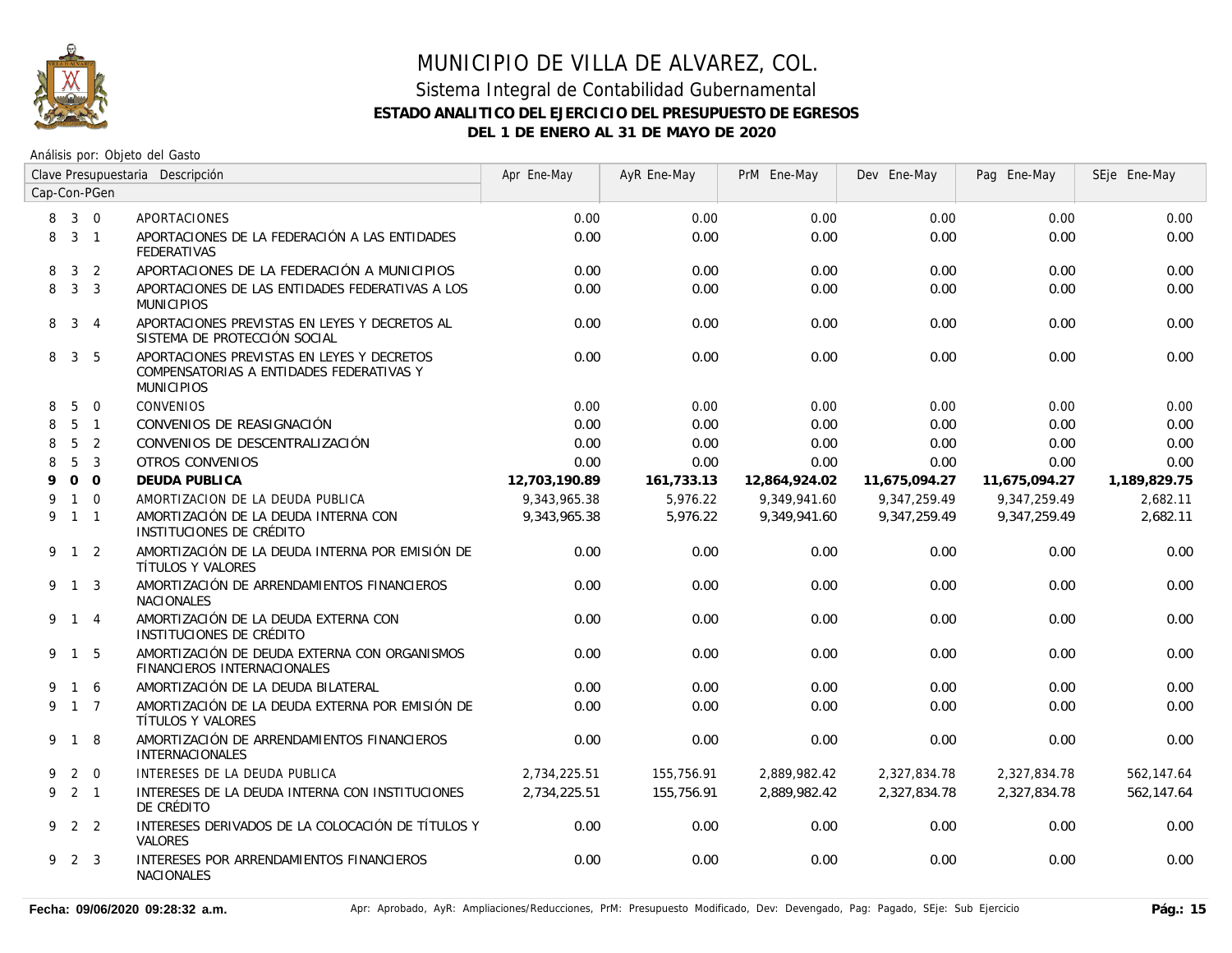# MUNICIPIO DE VILLA DE ALVAREZ, COL.

## Sistema Integral de Contabilidad Gubernamental

### ESTADO ANALITICO DEL EJERCICIO DEL PRESUPUESTO DE EGRESOS

### DEL 1 DE ENERO AL 31 DE MAYO DE 2020

Análisis por: Objeto del Gasto

| Cap | Con | PGen | Clave Presupuestaria Descripción | Apr Ene-May | AyR Ene-May | PrM Ene-May | Dev Ene-May | Pag Ene-May | SEje Ene-May |
|---|---|---|---|---|---|---|---|---|---|
| 8 | 3 | 0 | APORTACIONES | 0.00 | 0.00 | 0.00 | 0.00 | 0.00 | 0.00 |
| 8 | 3 | 1 | APORTACIONES DE LA FEDERACIÓN A LAS ENTIDADES FEDERATIVAS | 0.00 | 0.00 | 0.00 | 0.00 | 0.00 | 0.00 |
| 8 | 3 | 2 | APORTACIONES DE LA FEDERACIÓN A MUNICIPIOS | 0.00 | 0.00 | 0.00 | 0.00 | 0.00 | 0.00 |
| 8 | 3 | 3 | APORTACIONES DE LAS ENTIDADES FEDERATIVAS A LOS MUNICIPIOS | 0.00 | 0.00 | 0.00 | 0.00 | 0.00 | 0.00 |
| 8 | 3 | 4 | APORTACIONES PREVISTAS EN LEYES Y DECRETOS AL SISTEMA DE PROTECCIÓN SOCIAL | 0.00 | 0.00 | 0.00 | 0.00 | 0.00 | 0.00 |
| 8 | 3 | 5 | APORTACIONES PREVISTAS EN LEYES Y DECRETOS COMPENSATORIAS A ENTIDADES FEDERATIVAS Y MUNICIPIOS | 0.00 | 0.00 | 0.00 | 0.00 | 0.00 | 0.00 |
| 8 | 5 | 0 | CONVENIOS | 0.00 | 0.00 | 0.00 | 0.00 | 0.00 | 0.00 |
| 8 | 5 | 1 | CONVENIOS DE REASIGNACIÓN | 0.00 | 0.00 | 0.00 | 0.00 | 0.00 | 0.00 |
| 8 | 5 | 2 | CONVENIOS DE DESCENTRALIZACIÓN | 0.00 | 0.00 | 0.00 | 0.00 | 0.00 | 0.00 |
| 8 | 5 | 3 | OTROS CONVENIOS | 0.00 | 0.00 | 0.00 | 0.00 | 0.00 | 0.00 |
| **9** | **0** | **0** | **DEUDA PUBLICA** | **12,703,190.89** | **161,733.13** | **12,864,924.02** | **11,675,094.27** | **11,675,094.27** | **1,189,829.75** |
| 9 | 1 | 0 | AMORTIZACION DE LA DEUDA PUBLICA | 9,343,965.38 | 5,976.22 | 9,349,941.60 | 9,347,259.49 | 9,347,259.49 | 2,682.11 |
| 9 | 1 | 1 | AMORTIZACIÓN DE LA DEUDA INTERNA CON INSTITUCIONES DE CRÉDITO | 9,343,965.38 | 5,976.22 | 9,349,941.60 | 9,347,259.49 | 9,347,259.49 | 2,682.11 |
| 9 | 1 | 2 | AMORTIZACIÓN DE LA DEUDA INTERNA POR EMISIÓN DE TÍTULOS Y VALORES | 0.00 | 0.00 | 0.00 | 0.00 | 0.00 | 0.00 |
| 9 | 1 | 3 | AMORTIZACIÓN DE ARRENDAMIENTOS FINANCIEROS NACIONALES | 0.00 | 0.00 | 0.00 | 0.00 | 0.00 | 0.00 |
| 9 | 1 | 4 | AMORTIZACIÓN DE LA DEUDA EXTERNA CON INSTITUCIONES DE CRÉDITO | 0.00 | 0.00 | 0.00 | 0.00 | 0.00 | 0.00 |
| 9 | 1 | 5 | AMORTIZACIÓN DE DEUDA EXTERNA CON ORGANISMOS FINANCIEROS INTERNACIONALES | 0.00 | 0.00 | 0.00 | 0.00 | 0.00 | 0.00 |
| 9 | 1 | 6 | AMORTIZACIÓN DE LA DEUDA BILATERAL | 0.00 | 0.00 | 0.00 | 0.00 | 0.00 | 0.00 |
| 9 | 1 | 7 | AMORTIZACIÓN DE LA DEUDA EXTERNA POR EMISIÓN DE TÍTULOS Y VALORES | 0.00 | 0.00 | 0.00 | 0.00 | 0.00 | 0.00 |
| 9 | 1 | 8 | AMORTIZACIÓN DE ARRENDAMIENTOS FINANCIEROS INTERNACIONALES | 0.00 | 0.00 | 0.00 | 0.00 | 0.00 | 0.00 |
| 9 | 2 | 0 | INTERESES DE LA DEUDA PUBLICA | 2,734,225.51 | 155,756.91 | 2,889,982.42 | 2,327,834.78 | 2,327,834.78 | 562,147.64 |
| 9 | 2 | 1 | INTERESES DE LA DEUDA INTERNA CON INSTITUCIONES DE CRÉDITO | 2,734,225.51 | 155,756.91 | 2,889,982.42 | 2,327,834.78 | 2,327,834.78 | 562,147.64 |
| 9 | 2 | 2 | INTERESES DERIVADOS DE LA COLOCACIÓN DE TÍTULOS Y VALORES | 0.00 | 0.00 | 0.00 | 0.00 | 0.00 | 0.00 |
| 9 | 2 | 3 | INTERESES POR ARRENDAMIENTOS FINANCIEROS NACIONALES | 0.00 | 0.00 | 0.00 | 0.00 | 0.00 | 0.00 |

Fecha: 09/06/2020 09:28:32 a.m.

Apr: Aprobado, AyR: Ampliaciones/Reducciones, PrM: Presupuesto Modificado, Dev: Devengado, Pag: Pagado, SEje: Sub Ejercicio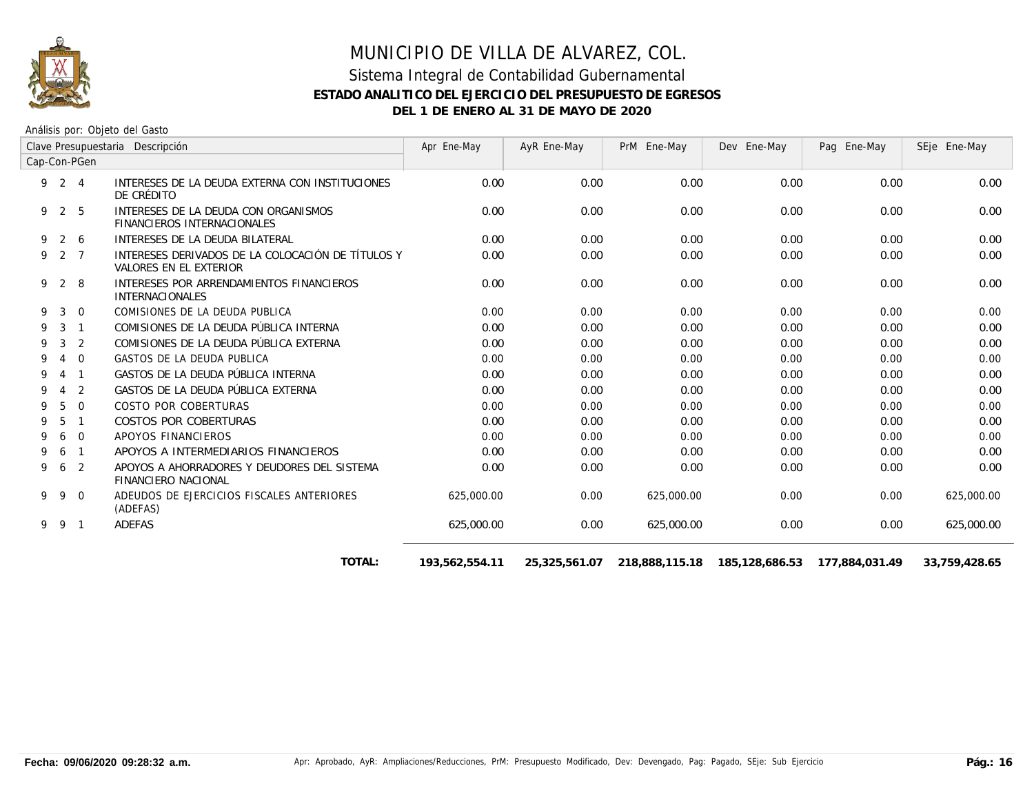# MUNICIPIO DE VILLA DE ALVAREZ, COL.

## Sistema Integral de Contabilidad Gubernamental

**ESTADO ANALITICO DEL EJERCICIO DEL PRESUPUESTO DE EGRESOS**

**DEL 1 DE ENERO AL 31 DE MAYO DE 2020**

Análisis por: Objeto del Gasto

| Clave Presupuestaria Cap-Con-PGen | Descripción | Apr Ene-May | AyR Ene-May | PrM Ene-May | Dev Ene-May | Pag Ene-May | SEje Ene-May |
|---|---|---|---|---|---|---|---|
| 9 2 4 | INTERESES DE LA DEUDA EXTERNA CON INSTITUCIONES DE CRÉDITO | 0.00 | 0.00 | 0.00 | 0.00 | 0.00 | 0.00 |
| 9 2 5 | INTERESES DE LA DEUDA CON ORGANISMOS FINANCIEROS INTERNACIONALES | 0.00 | 0.00 | 0.00 | 0.00 | 0.00 | 0.00 |
| 9 2 6 | INTERESES DE LA DEUDA BILATERAL | 0.00 | 0.00 | 0.00 | 0.00 | 0.00 | 0.00 |
| 9 2 7 | INTERESES DERIVADOS DE LA COLOCACIÓN DE TÍTULOS Y VALORES EN EL EXTERIOR | 0.00 | 0.00 | 0.00 | 0.00 | 0.00 | 0.00 |
| 9 2 8 | INTERESES POR ARRENDAMIENTOS FINANCIEROS INTERNACIONALES | 0.00 | 0.00 | 0.00 | 0.00 | 0.00 | 0.00 |
| 9 3 0 | COMISIONES DE LA DEUDA PUBLICA | 0.00 | 0.00 | 0.00 | 0.00 | 0.00 | 0.00 |
| 9 3 1 | COMISIONES DE LA DEUDA PÚBLICA INTERNA | 0.00 | 0.00 | 0.00 | 0.00 | 0.00 | 0.00 |
| 9 3 2 | COMISIONES DE LA DEUDA PÚBLICA EXTERNA | 0.00 | 0.00 | 0.00 | 0.00 | 0.00 | 0.00 |
| 9 4 0 | GASTOS DE LA DEUDA PUBLICA | 0.00 | 0.00 | 0.00 | 0.00 | 0.00 | 0.00 |
| 9 4 1 | GASTOS DE LA DEUDA PÚBLICA INTERNA | 0.00 | 0.00 | 0.00 | 0.00 | 0.00 | 0.00 |
| 9 4 2 | GASTOS DE LA DEUDA PÚBLICA EXTERNA | 0.00 | 0.00 | 0.00 | 0.00 | 0.00 | 0.00 |
| 9 5 0 | COSTO POR COBERTURAS | 0.00 | 0.00 | 0.00 | 0.00 | 0.00 | 0.00 |
| 9 5 1 | COSTOS POR COBERTURAS | 0.00 | 0.00 | 0.00 | 0.00 | 0.00 | 0.00 |
| 9 6 0 | APOYOS FINANCIEROS | 0.00 | 0.00 | 0.00 | 0.00 | 0.00 | 0.00 |
| 9 6 1 | APOYOS A INTERMEDIARIOS FINANCIEROS | 0.00 | 0.00 | 0.00 | 0.00 | 0.00 | 0.00 |
| 9 6 2 | APOYOS A AHORRADORES Y DEUDORES DEL SISTEMA FINANCIERO NACIONAL | 0.00 | 0.00 | 0.00 | 0.00 | 0.00 | 0.00 |
| 9 9 0 | ADEUDOS DE EJERCICIOS FISCALES ANTERIORES (ADEFAS) | 625,000.00 | 0.00 | 625,000.00 | 0.00 | 0.00 | 625,000.00 |
| 9 9 1 | ADEFAS | 625,000.00 | 0.00 | 625,000.00 | 0.00 | 0.00 | 625,000.00 |
| | **TOTAL:** | **193,562,554.11** | **25,325,561.07** | **218,888,115.18** | **185,128,686.53** | **177,884,031.49** | **33,759,428.65** |

Fecha: 09/06/2020 09:28:32 a.m.

Apr: Aprobado, AyR: Ampliaciones/Reducciones, PrM: Presupuesto Modificado, Dev: Devengado, Pag: Pagado, SEje: Sub Ejercicio